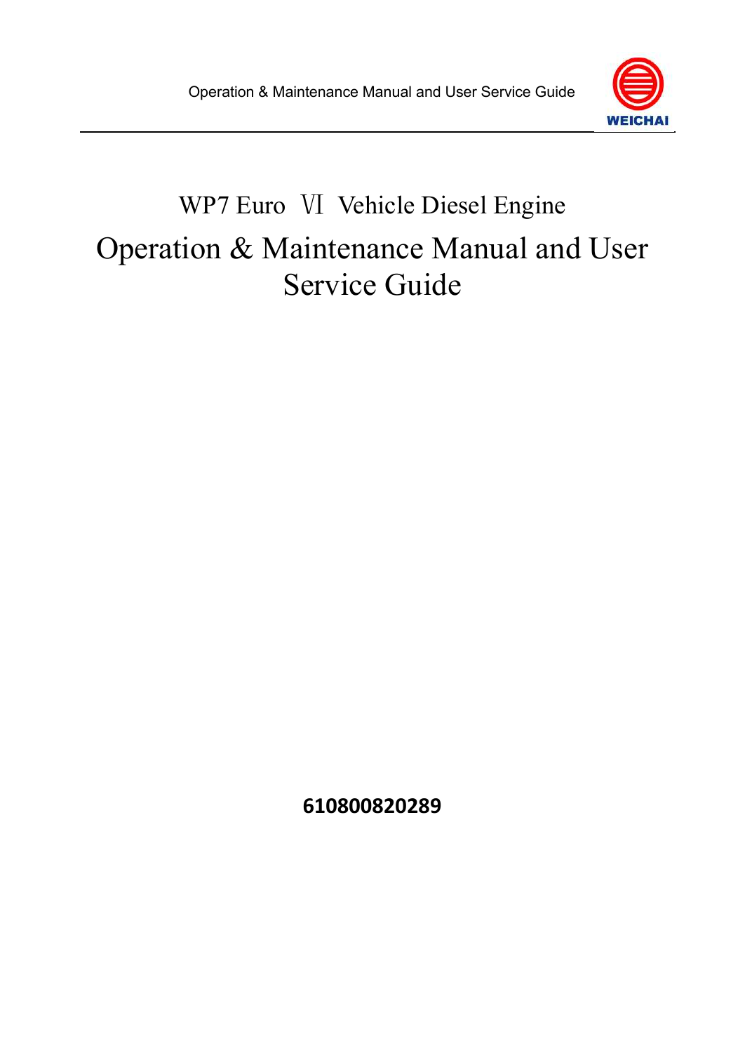# WP7 Euro Ⅵ Vehicle Diesel Engine

# Operation & Maintenance Manual and User Service Guide

**610800820289**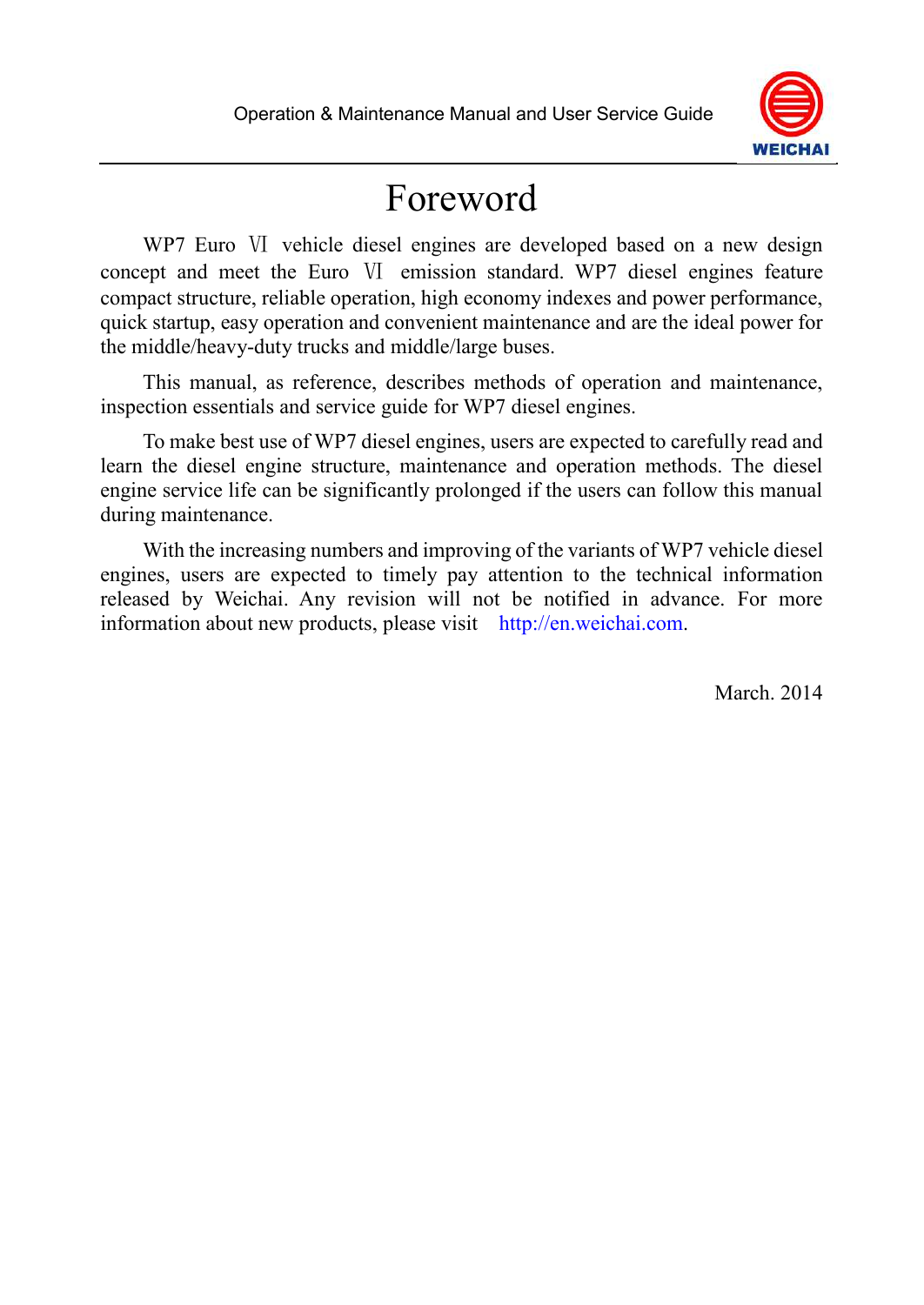# Foreword

WP7 Euro Ⅵ vehicle diesel engines are developed based on a new design concept and meet the Euro Ⅵ emission standard. WP7 diesel engines feature compact structure, reliable operation, high economy indexes and power performance, quick startup, easy operation and convenient maintenance and are the ideal power for the middle/heavy-duty trucks and middle/large buses.

This manual, as reference, describes methods of operation and maintenance, inspection essentials and service guide for WP7 diesel engines.

To make best use of WP7 diesel engines, users are expected to carefully read and learn the diesel engine structure, maintenance and operation methods. The diesel engine service life can be significantly prolonged if the users can follow this manual during maintenance.

With the increasing numbers and improving of the variants of WP7 vehicle diesel engines, users are expected to timely pay attention to the technical information released by Weichai. Any revision will not be notified in advance. For more information about new products, please visit http://en.weichai.com.

March. 2014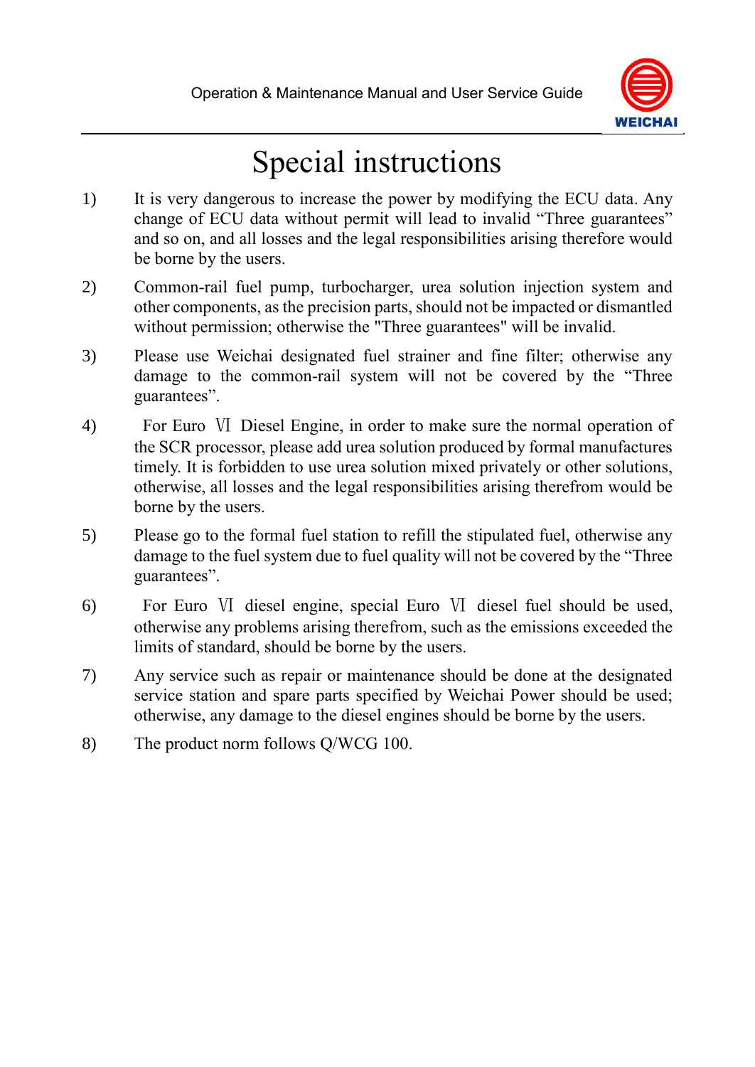# Special instructions

1) It is very dangerous to increase the power by modifying the ECU data. Any change of ECU data without permit will lead to invalid “Three guarantees” and so on, and all losses and the legal responsibilities arising therefore would be borne by the users.

2) Common-rail fuel pump, turbocharger, urea solution injection system and other components, as the precision parts, should not be impacted or dismantled without permission; otherwise the "Three guarantees" will be invalid.

3) Please use Weichai designated fuel strainer and fine filter; otherwise any damage to the common-rail system will not be covered by the “Three guarantees”.

4) For Euro Ⅵ Diesel Engine, in order to make sure the normal operation of the SCR processor, please add urea solution produced by formal manufactures timely. It is forbidden to use urea solution mixed privately or other solutions, otherwise, all losses and the legal responsibilities arising therefrom would be borne by the users.

5) Please go to the formal fuel station to refill the stipulated fuel, otherwise any damage to the fuel system due to fuel quality will not be covered by the “Three guarantees”.

6) For Euro Ⅵ diesel engine, special Euro Ⅵ diesel fuel should be used, otherwise any problems arising therefrom, such as the emissions exceeded the limits of standard, should be borne by the users.

7) Any service such as repair or maintenance should be done at the designated service station and spare parts specified by Weichai Power should be used; otherwise, any damage to the diesel engines should be borne by the users.

8) The product norm follows Q/WCG 100.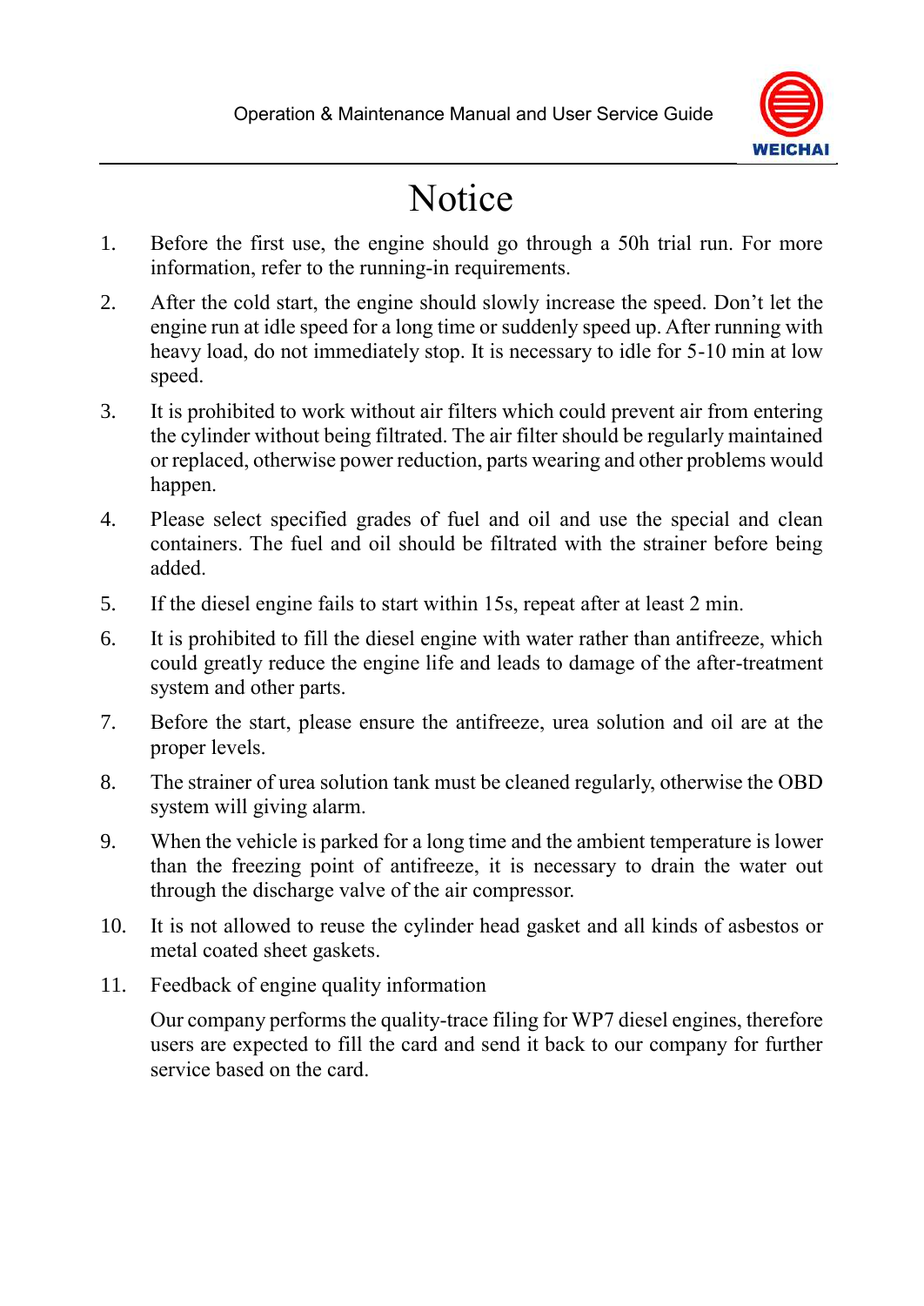# Notice

1. Before the first use, the engine should go through a 50h trial run. For more information, refer to the running-in requirements.
2. After the cold start, the engine should slowly increase the speed. Don't let the engine run at idle speed for a long time or suddenly speed up. After running with heavy load, do not immediately stop. It is necessary to idle for 5-10 min at low speed.
3. It is prohibited to work without air filters which could prevent air from entering the cylinder without being filtrated. The air filter should be regularly maintained or replaced, otherwise power reduction, parts wearing and other problems would happen.
4. Please select specified grades of fuel and oil and use the special and clean containers. The fuel and oil should be filtrated with the strainer before being added.
5. If the diesel engine fails to start within 15s, repeat after at least 2 min.
6. It is prohibited to fill the diesel engine with water rather than antifreeze, which could greatly reduce the engine life and leads to damage of the after-treatment system and other parts.
7. Before the start, please ensure the antifreeze, urea solution and oil are at the proper levels.
8. The strainer of urea solution tank must be cleaned regularly, otherwise the OBD system will giving alarm.
9. When the vehicle is parked for a long time and the ambient temperature is lower than the freezing point of antifreeze, it is necessary to drain the water out through the discharge valve of the air compressor.
10. It is not allowed to reuse the cylinder head gasket and all kinds of asbestos or metal coated sheet gaskets.
11. Feedback of engine quality information

    Our company performs the quality-trace filing for WP7 diesel engines, therefore users are expected to fill the card and send it back to our company for further service based on the card.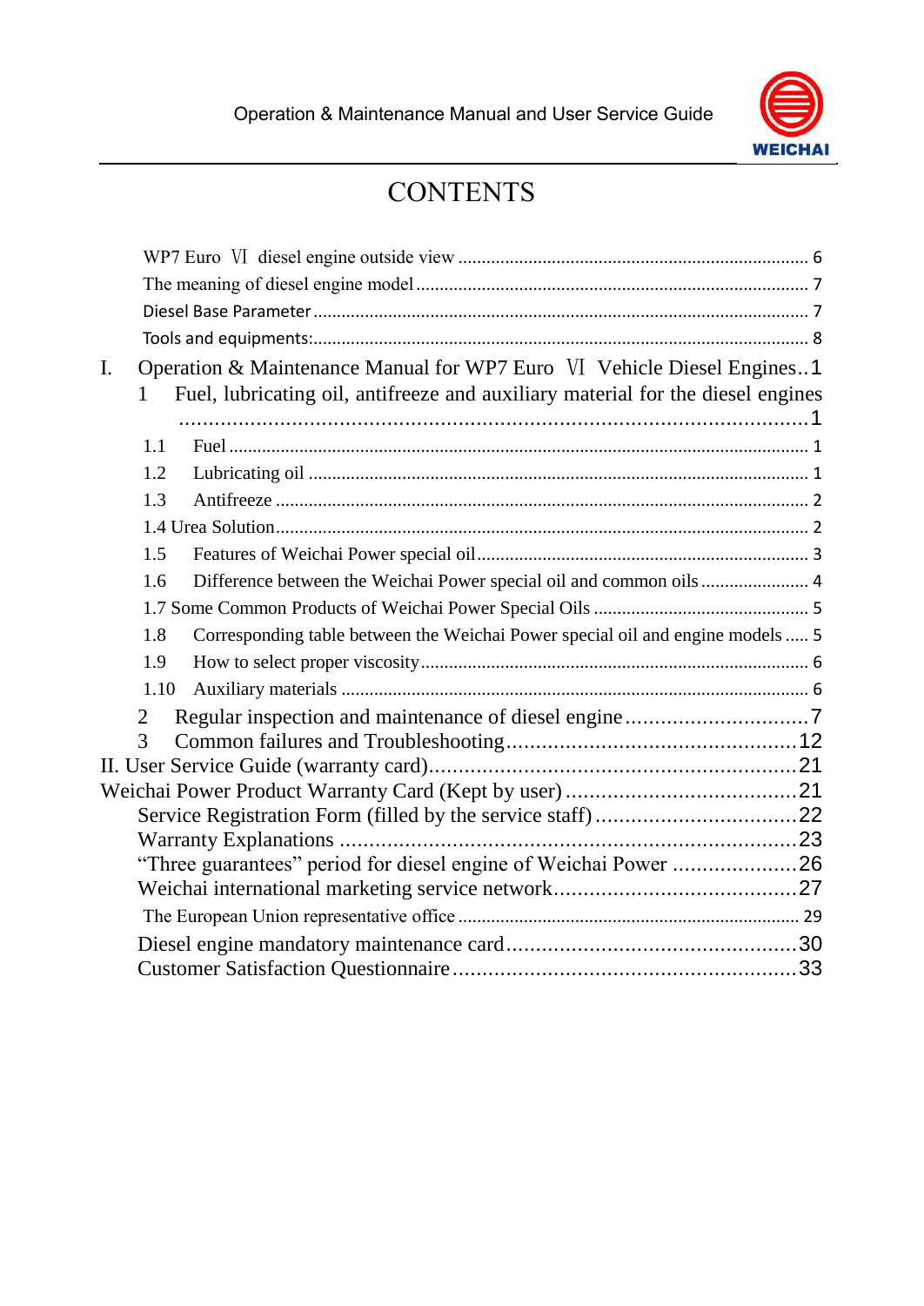# CONTENTS

WP7 Euro Ⅵ diesel engine outside view ........................................................................ 6

The meaning of diesel engine model ................................................................................. 7

Diesel Base Parameter ....................................................................................................... 7

Tools and equipments: ....................................................................................................... 8

I. Operation & Maintenance Manual for WP7 Euro Ⅵ Vehicle Diesel Engines .. 1

1 Fuel, lubricating oil, antifreeze and auxiliary material for the diesel engines ............................................................................................................ 1

1.1 Fuel ........................................................................................................................ 1

1.2 Lubricating oil ....................................................................................................... 1

1.3 Antifreeze .............................................................................................................. 2

1.4 Urea Solution ......................................................................................................... 2

1.5 Features of Weichai Power special oil ................................................................... 3

1.6 Difference between the Weichai Power special oil and common oils .................... 4

1.7 Some Common Products of Weichai Power Special Oils ...................................... 5

1.8 Corresponding table between the Weichai Power special oil and engine models ..... 5

1.9 How to select proper viscosity ............................................................................... 6

1.10 Auxiliary materials ............................................................................................... 6

2 Regular inspection and maintenance of diesel engine ............................... 7

3 Common failures and Troubleshooting ..................................................... 12

II. User Service Guide (warranty card) ............................................................... 21

Weichai Power Product Warranty Card (Kept by user) ........................................ 21

Service Registration Form (filled by the service staff) .................................. 22

Warranty Explanations ..................................................................................... 23

"Three guarantees" period for diesel engine of Weichai Power ..................... 26

Weichai international marketing service network ......................................... 27

The European Union representative office ....................................................... 29

Diesel engine mandatory maintenance card ................................................. 30

Customer Satisfaction Questionnaire ............................................................ 33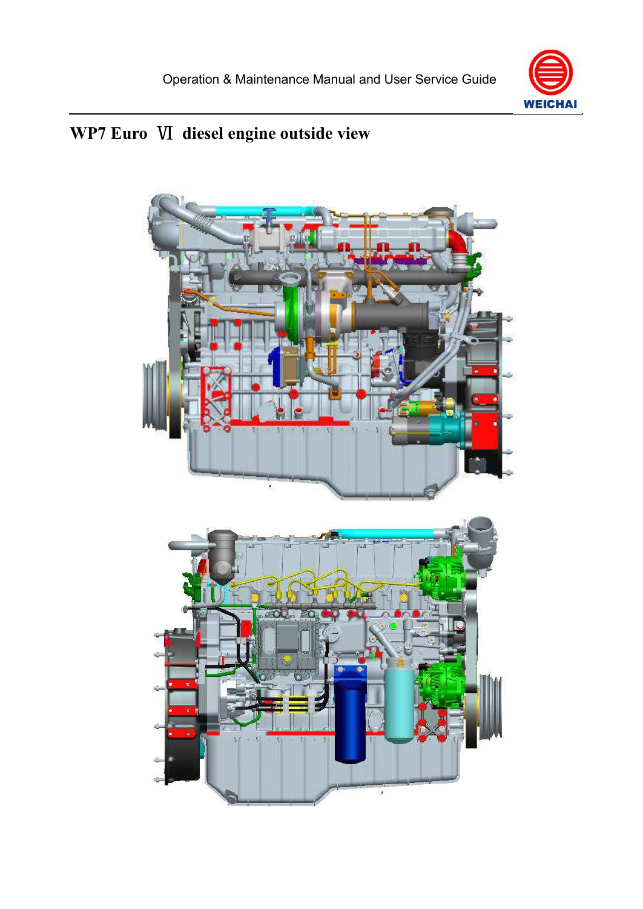# WP7 Euro Ⅵ diesel engine outside view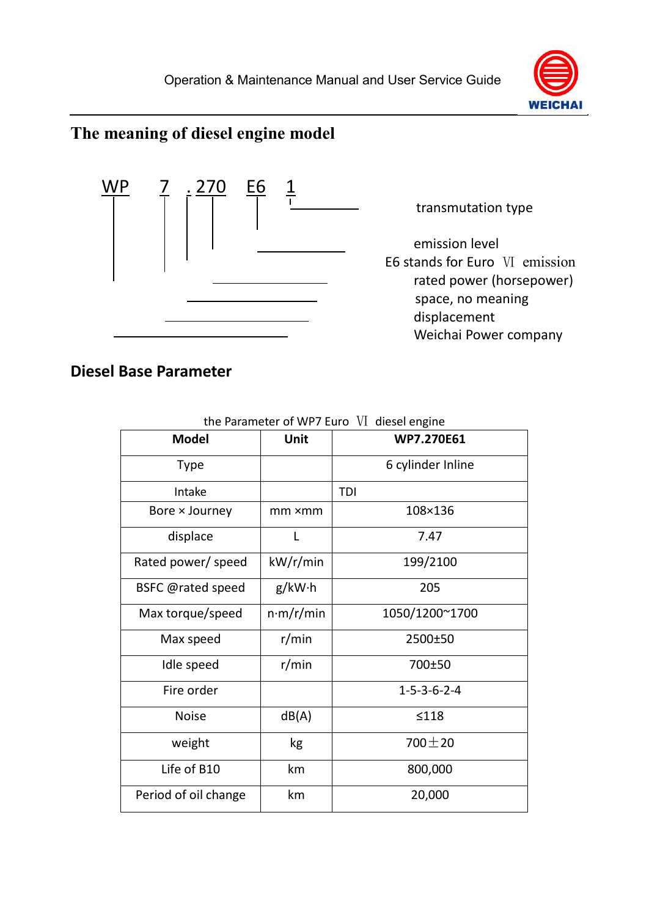## The meaning of diesel engine model

WP 7 . 270 E6 1

- 1 — transmutation type
- E6 — emission level; E6 stands for Euro Ⅵ emission
- 270 — rated power (horsepower)
- . — space, no meaning
- 7 — displacement
- WP — Weichai Power company

## Diesel Base Parameter

the Parameter of WP7 Euro Ⅵ diesel engine

| Model | Unit | WP7.270E61 |
|---|---|---|
| Type | | 6 cylinder Inline |
| Intake | | TDI |
| Bore × Journey | mm ×mm | 108×136 |
| displace | L | 7.47 |
| Rated power/ speed | kW/r/min | 199/2100 |
| BSFC @rated speed | g/kW·h | 205 |
| Max torque/speed | n·m/r/min | 1050/1200~1700 |
| Max speed | r/min | 2500±50 |
| Idle speed | r/min | 700±50 |
| Fire order | | 1-5-3-6-2-4 |
| Noise | dB(A) | ≤118 |
| weight | kg | 700±20 |
| Life of B10 | km | 800,000 |
| Period of oil change | km | 20,000 |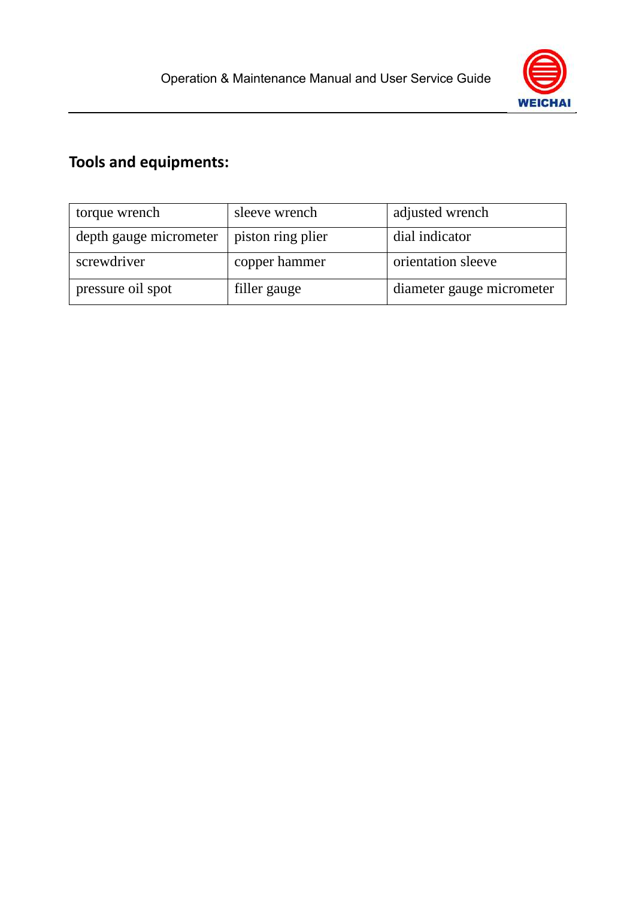## Tools and equipments:

| torque wrench | sleeve wrench | adjusted wrench |
| --- | --- | --- |
| depth gauge micrometer | piston ring plier | dial indicator |
| screwdriver | copper hammer | orientation sleeve |
| pressure oil spot | filler gauge | diameter gauge micrometer |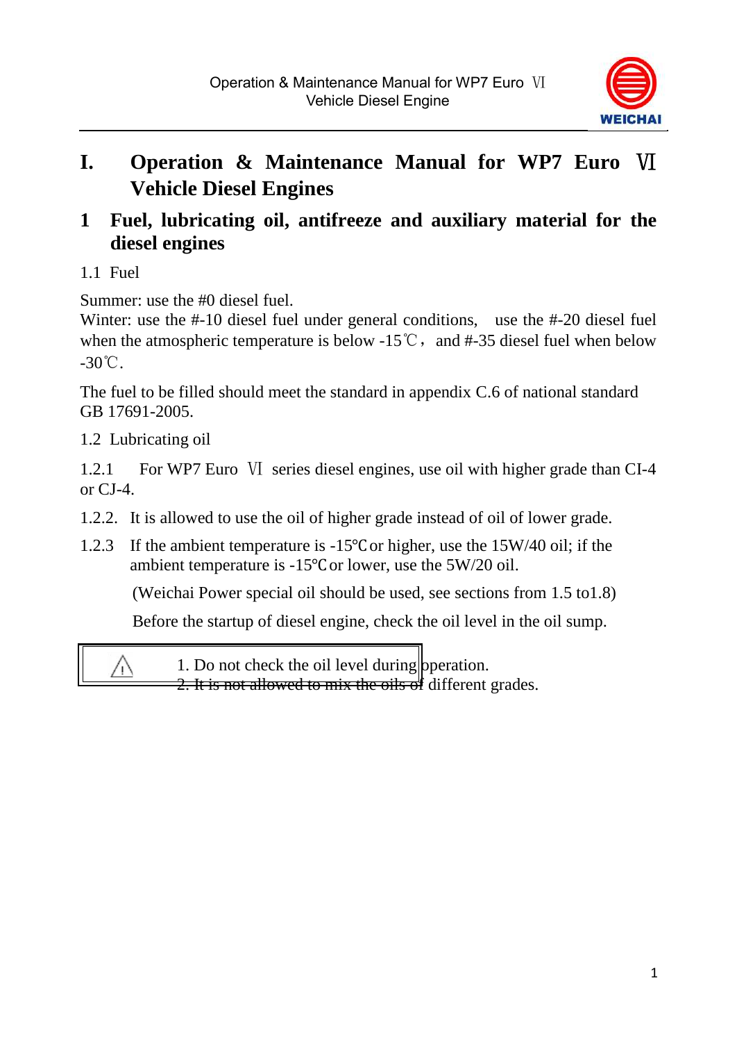# I. Operation & Maintenance Manual for WP7 Euro Ⅵ Vehicle Diesel Engines

## 1 Fuel, lubricating oil, antifreeze and auxiliary material for the diesel engines

### 1.1 Fuel

Summer: use the #0 diesel fuel.
Winter: use the #-10 diesel fuel under general conditions, use the #-20 diesel fuel when the atmospheric temperature is below -15℃， and #-35 diesel fuel when below -30℃.

The fuel to be filled should meet the standard in appendix C.6 of national standard GB 17691-2005.

### 1.2 Lubricating oil

1.2.1 For WP7 Euro Ⅵ series diesel engines, use oil with higher grade than CI-4 or CJ-4.

1.2.2. It is allowed to use the oil of higher grade instead of oil of lower grade.

1.2.3 If the ambient temperature is -15℃ or higher, use the 15W/40 oil; if the ambient temperature is -15℃ or lower, use the 5W/20 oil.

(Weichai Power special oil should be used, see sections from 1.5 to1.8)

Before the startup of diesel engine, check the oil level in the oil sump.

| ⚠ | 1. Do not check the oil level during operation.<br>2. It is not allowed to mix the oils of different grades. |
|---|---|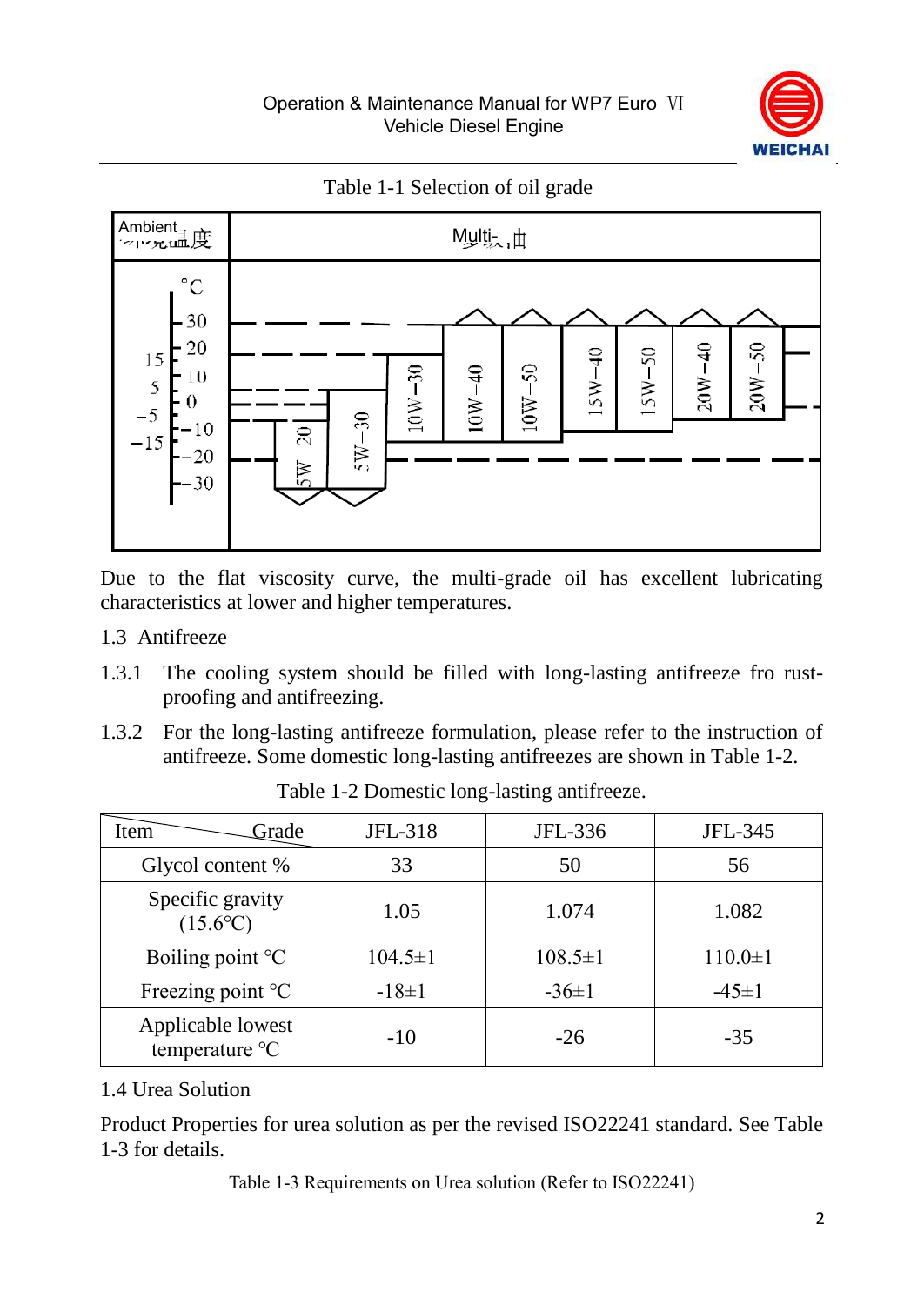Table 1-1 Selection of oil grade

Due to the flat viscosity curve, the multi-grade oil has excellent lubricating characteristics at lower and higher temperatures.

## 1.3 Antifreeze

1.3.1 The cooling system should be filled with long-lasting antifreeze fro rust-proofing and antifreezing.

1.3.2 For the long-lasting antifreeze formulation, please refer to the instruction of antifreeze. Some domestic long-lasting antifreezes are shown in Table 1-2.

Table 1-2 Domestic long-lasting antifreeze.

| Item / Grade | JFL-318 | JFL-336 | JFL-345 |
|---|---|---|---|
| Glycol content % | 33 | 50 | 56 |
| Specific gravity (15.6℃) | 1.05 | 1.074 | 1.082 |
| Boiling point ℃ | 104.5±1 | 108.5±1 | 110.0±1 |
| Freezing point ℃ | -18±1 | -36±1 | -45±1 |
| Applicable lowest temperature ℃ | -10 | -26 | -35 |

## 1.4 Urea Solution

Product Properties for urea solution as per the revised ISO22241 standard. See Table 1-3 for details.

Table 1-3 Requirements on Urea solution (Refer to ISO22241)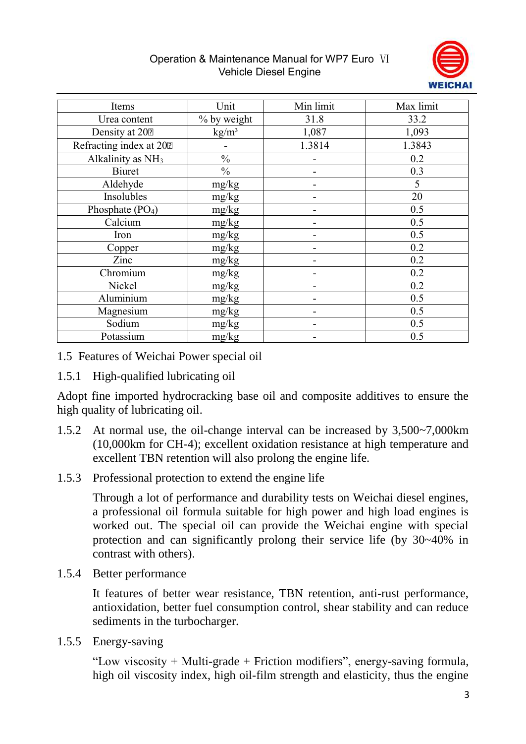| Items | Unit | Min limit | Max limit |
|---|---|---|---|
| Urea content | % by weight | 31.8 | 33.2 |
| Density at 20℃ | kg/m³ | 1,087 | 1,093 |
| Refracting index at 20℃ | - | 1.3814 | 1.3843 |
| Alkalinity as $NH_3$ | % | - | 0.2 |
| Biuret | % | - | 0.3 |
| Aldehyde | mg/kg | - | 5 |
| Insolubles | mg/kg | - | 20 |
| Phosphate ($PO_4$) | mg/kg | - | 0.5 |
| Calcium | mg/kg | - | 0.5 |
| Iron | mg/kg | - | 0.5 |
| Copper | mg/kg | - | 0.2 |
| Zinc | mg/kg | - | 0.2 |
| Chromium | mg/kg | - | 0.2 |
| Nickel | mg/kg | - | 0.2 |
| Aluminium | mg/kg | - | 0.5 |
| Magnesium | mg/kg | - | 0.5 |
| Sodium | mg/kg | - | 0.5 |
| Potassium | mg/kg | - | 0.5 |

## 1.5 Features of Weichai Power special oil

### 1.5.1 High-qualified lubricating oil

Adopt fine imported hydrocracking base oil and composite additives to ensure the high quality of lubricating oil.

1.5.2 At normal use, the oil-change interval can be increased by 3,500~7,000km (10,000km for CH-4); excellent oxidation resistance at high temperature and excellent TBN retention will also prolong the engine life.

### 1.5.3 Professional protection to extend the engine life

Through a lot of performance and durability tests on Weichai diesel engines, a professional oil formula suitable for high power and high load engines is worked out. The special oil can provide the Weichai engine with special protection and can significantly prolong their service life (by 30~40% in contrast with others).

### 1.5.4 Better performance

It features of better wear resistance, TBN retention, anti-rust performance, antioxidation, better fuel consumption control, shear stability and can reduce sediments in the turbocharger.

### 1.5.5 Energy-saving

"Low viscosity + Multi-grade + Friction modifiers", energy-saving formula, high oil viscosity index, high oil-film strength and elasticity, thus the engine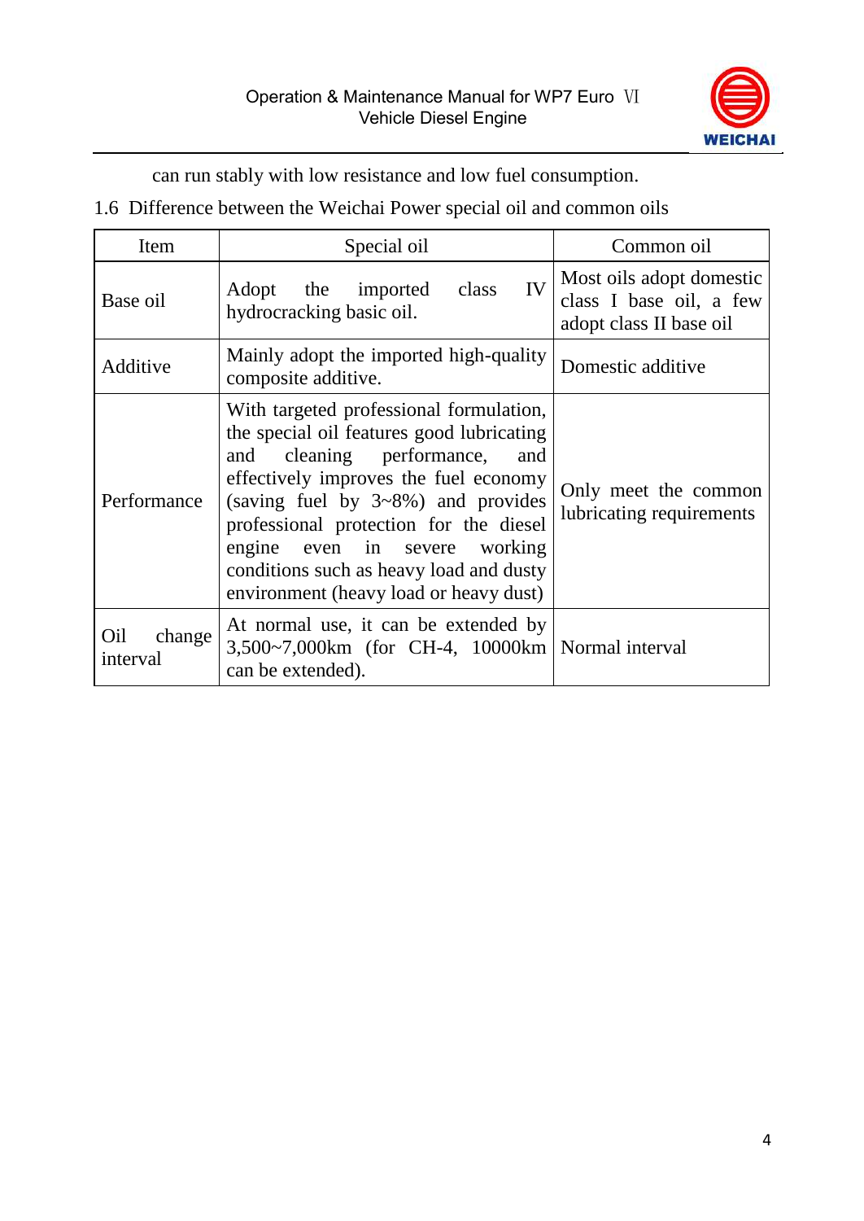can run stably with low resistance and low fuel consumption.

## 1.6 Difference between the Weichai Power special oil and common oils

| Item | Special oil | Common oil |
| --- | --- | --- |
| Base oil | Adopt the imported class IV hydrocracking basic oil. | Most oils adopt domestic class I base oil, a few adopt class II base oil |
| Additive | Mainly adopt the imported high-quality composite additive. | Domestic additive |
| Performance | With targeted professional formulation, the special oil features good lubricating and cleaning performance, and effectively improves the fuel economy (saving fuel by 3~8%) and provides professional protection for the diesel engine even in severe working conditions such as heavy load and dusty environment (heavy load or heavy dust) | Only meet the common lubricating requirements |
| Oil change interval | At normal use, it can be extended by 3,500~7,000km (for CH-4, 10000km can be extended). | Normal interval |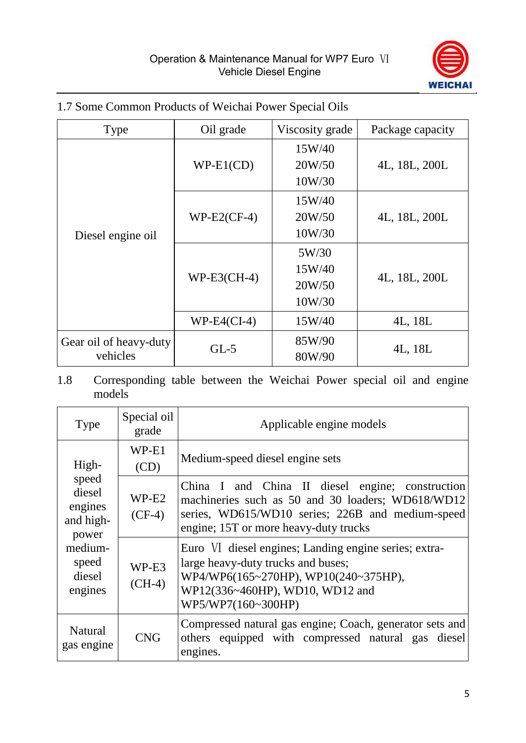## 1.7 Some Common Products of Weichai Power Special Oils

| Type | Oil grade | Viscosity grade | Package capacity |
|---|---|---|---|
| Diesel engine oil | WP-E1(CD) | 15W/40<br>20W/50<br>10W/30 | 4L, 18L, 200L |
| | WP-E2(CF-4) | 15W/40<br>20W/50<br>10W/30 | 4L, 18L, 200L |
| | WP-E3(CH-4) | 5W/30<br>15W/40<br>20W/50<br>10W/30 | 4L, 18L, 200L |
| | WP-E4(CI-4) | 15W/40 | 4L, 18L |
| Gear oil of heavy-duty vehicles | GL-5 | 85W/90<br>80W/90 | 4L, 18L |

## 1.8 Corresponding table between the Weichai Power special oil and engine models

| Type | Special oil grade | Applicable engine models |
|---|---|---|
| High-speed diesel engines and high-power medium-speed diesel engines | WP-E1 (CD) | Medium-speed diesel engine sets |
| | WP-E2 (CF-4) | China I and China II diesel engine; construction machineries such as 50 and 30 loaders; WD618/WD12 series, WD615/WD10 series; 226B and medium-speed engine; 15T or more heavy-duty trucks |
| | WP-E3 (CH-4) | Euro Ⅵ diesel engines; Landing engine series; extra-large heavy-duty trucks and buses; WP4/WP6(165~270HP), WP10(240~375HP), WP12(336~460HP), WD10, WD12 and WP5/WP7(160~300HP) |
| Natural gas engine | CNG | Compressed natural gas engine; Coach, generator sets and others equipped with compressed natural gas diesel engines. |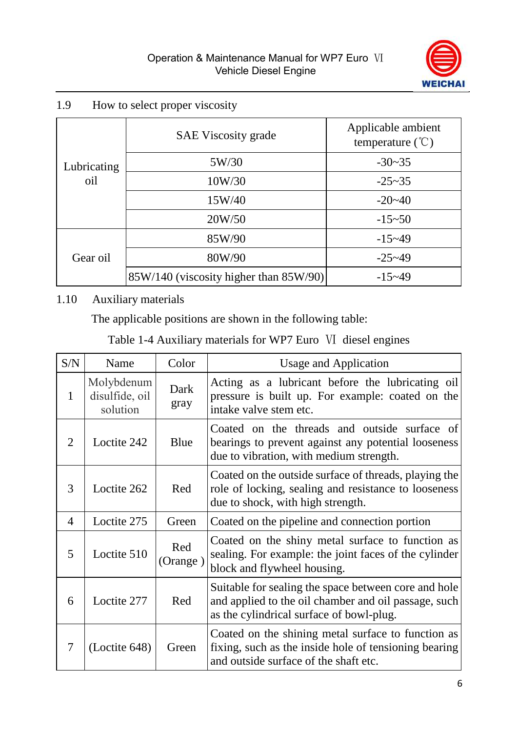## 1.9 How to select proper viscosity

| | SAE Viscosity grade | Applicable ambient temperature (℃) |
|---|---|---|
| Lubricating oil | 5W/30 | -30~35 |
| | 10W/30 | -25~35 |
| | 15W/40 | -20~40 |
| | 20W/50 | -15~50 |
| Gear oil | 85W/90 | -15~49 |
| | 80W/90 | -25~49 |
| | 85W/140 (viscosity higher than 85W/90) | -15~49 |

## 1.10 Auxiliary materials

The applicable positions are shown in the following table:

Table 1-4 Auxiliary materials for WP7 Euro Ⅵ diesel engines

| S/N | Name | Color | Usage and Application |
|---|---|---|---|
| 1 | Molybdenum disulfide, oil solution | Dark gray | Acting as a lubricant before the lubricating oil pressure is built up. For example: coated on the intake valve stem etc. |
| 2 | Loctite 242 | Blue | Coated on the threads and outside surface of bearings to prevent against any potential looseness due to vibration, with medium strength. |
| 3 | Loctite 262 | Red | Coated on the outside surface of threads, playing the role of locking, sealing and resistance to looseness due to shock, with high strength. |
| 4 | Loctite 275 | Green | Coated on the pipeline and connection portion |
| 5 | Loctite 510 | Red (Orange ) | Coated on the shiny metal surface to function as sealing. For example: the joint faces of the cylinder block and flywheel housing. |
| 6 | Loctite 277 | Red | Suitable for sealing the space between core and hole and applied to the oil chamber and oil passage, such as the cylindrical surface of bowl-plug. |
| 7 | (Loctite 648) | Green | Coated on the shining metal surface to function as fixing, such as the inside hole of tensioning bearing and outside surface of the shaft etc. |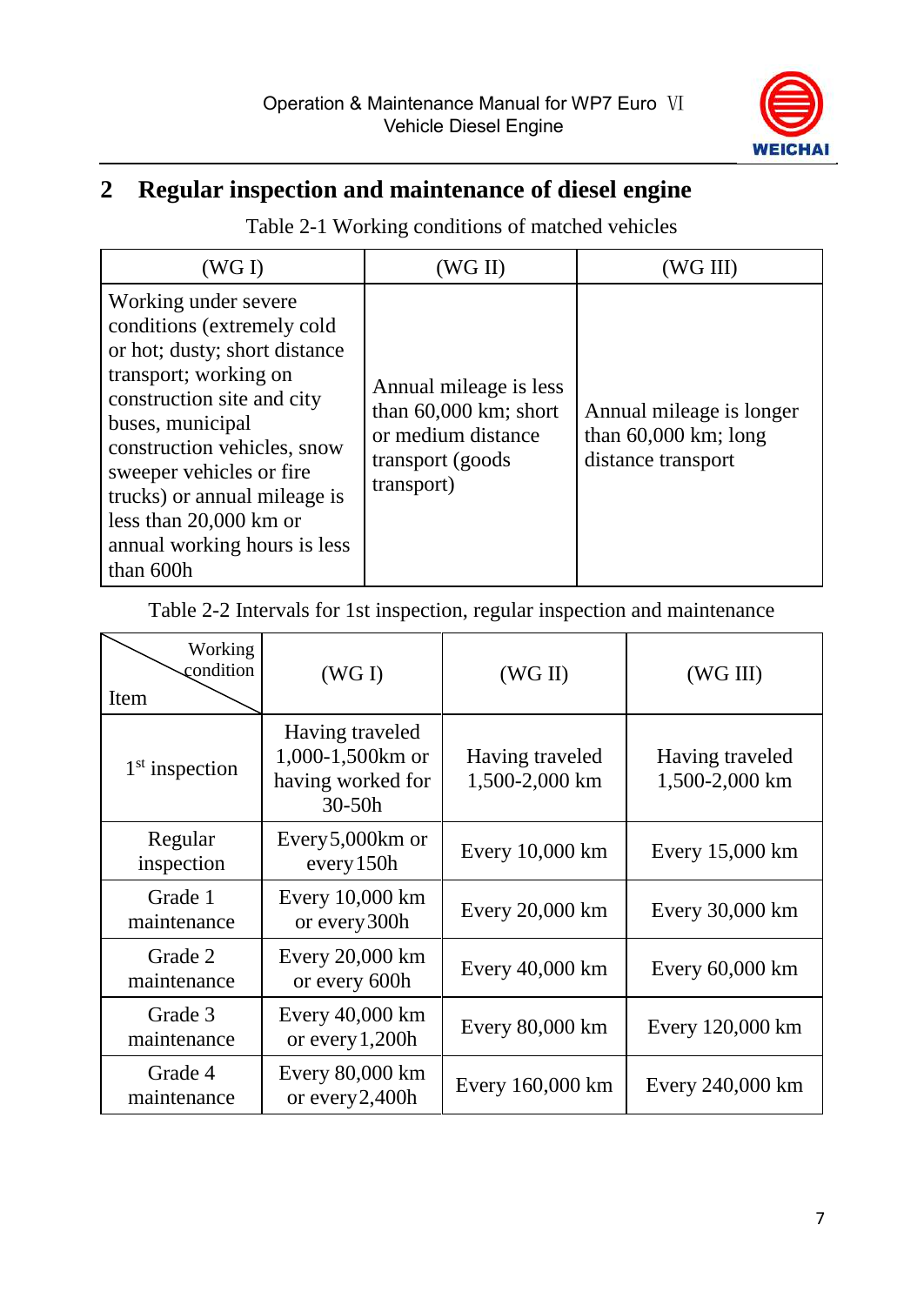## 2 Regular inspection and maintenance of diesel engine

Table 2-1 Working conditions of matched vehicles

| (WG I) | (WG II) | (WG III) |
|---|---|---|
| Working under severe conditions (extremely cold or hot; dusty; short distance transport; working on construction site and city buses, municipal construction vehicles, snow sweeper vehicles or fire trucks) or annual mileage is less than 20,000 km or annual working hours is less than 600h | Annual mileage is less than 60,000 km; short or medium distance transport (goods transport) | Annual mileage is longer than 60,000 km; long distance transport |

Table 2-2 Intervals for 1st inspection, regular inspection and maintenance

| Item \ Working condition | (WG I) | (WG II) | (WG III) |
|---|---|---|---|
| 1st inspection | Having traveled 1,000-1,500km or having worked for 30-50h | Having traveled 1,500-2,000 km | Having traveled 1,500-2,000 km |
| Regular inspection | Every5,000km or every150h | Every 10,000 km | Every 15,000 km |
| Grade 1 maintenance | Every 10,000 km or every300h | Every 20,000 km | Every 30,000 km |
| Grade 2 maintenance | Every 20,000 km or every 600h | Every 40,000 km | Every 60,000 km |
| Grade 3 maintenance | Every 40,000 km or every1,200h | Every 80,000 km | Every 120,000 km |
| Grade 4 maintenance | Every 80,000 km or every2,400h | Every 160,000 km | Every 240,000 km |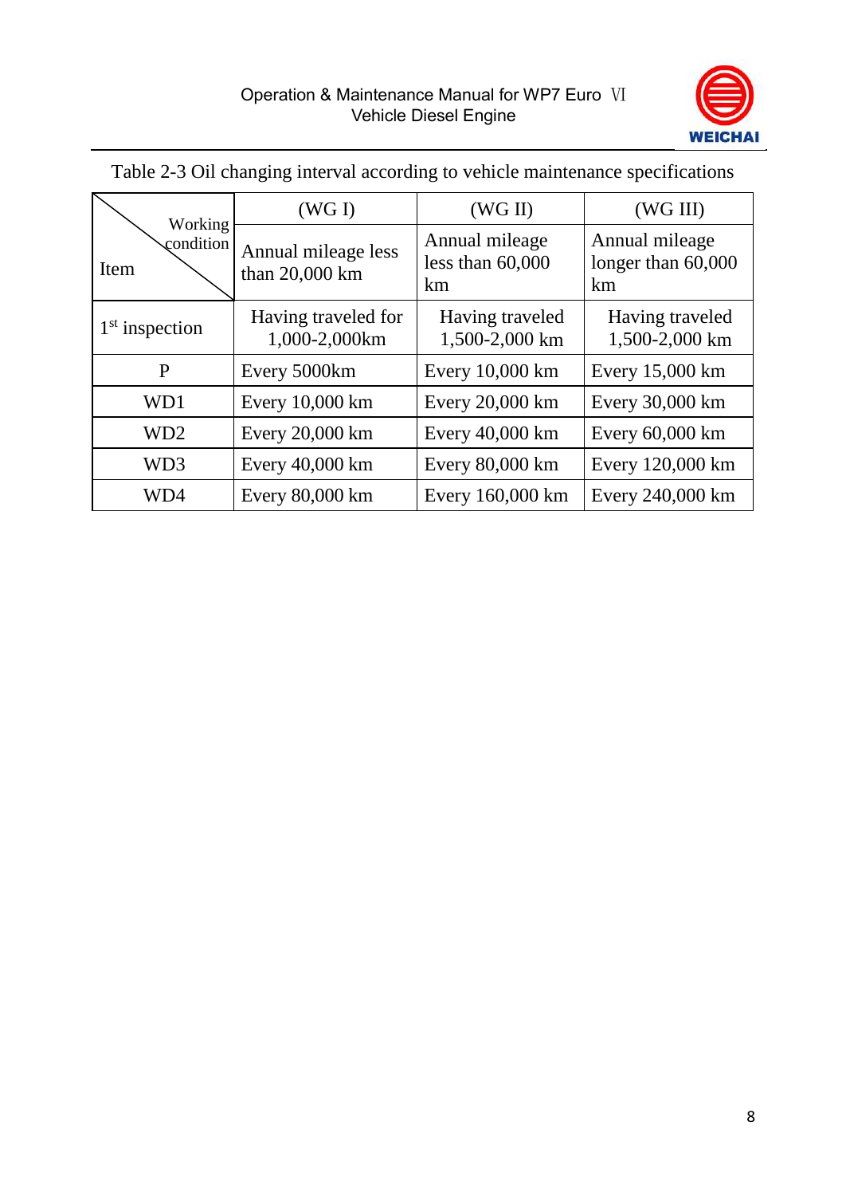Table 2-3 Oil changing interval according to vehicle maintenance specifications

| Item \ Working condition | (WG I) Annual mileage less than 20,000 km | (WG II) Annual mileage less than 60,000 km | (WG III) Annual mileage longer than 60,000 km |
|---|---|---|---|
| 1st inspection | Having traveled for 1,000-2,000km | Having traveled 1,500-2,000 km | Having traveled 1,500-2,000 km |
| P | Every 5000km | Every 10,000 km | Every 15,000 km |
| WD1 | Every 10,000 km | Every 20,000 km | Every 30,000 km |
| WD2 | Every 20,000 km | Every 40,000 km | Every 60,000 km |
| WD3 | Every 40,000 km | Every 80,000 km | Every 120,000 km |
| WD4 | Every 80,000 km | Every 160,000 km | Every 240,000 km |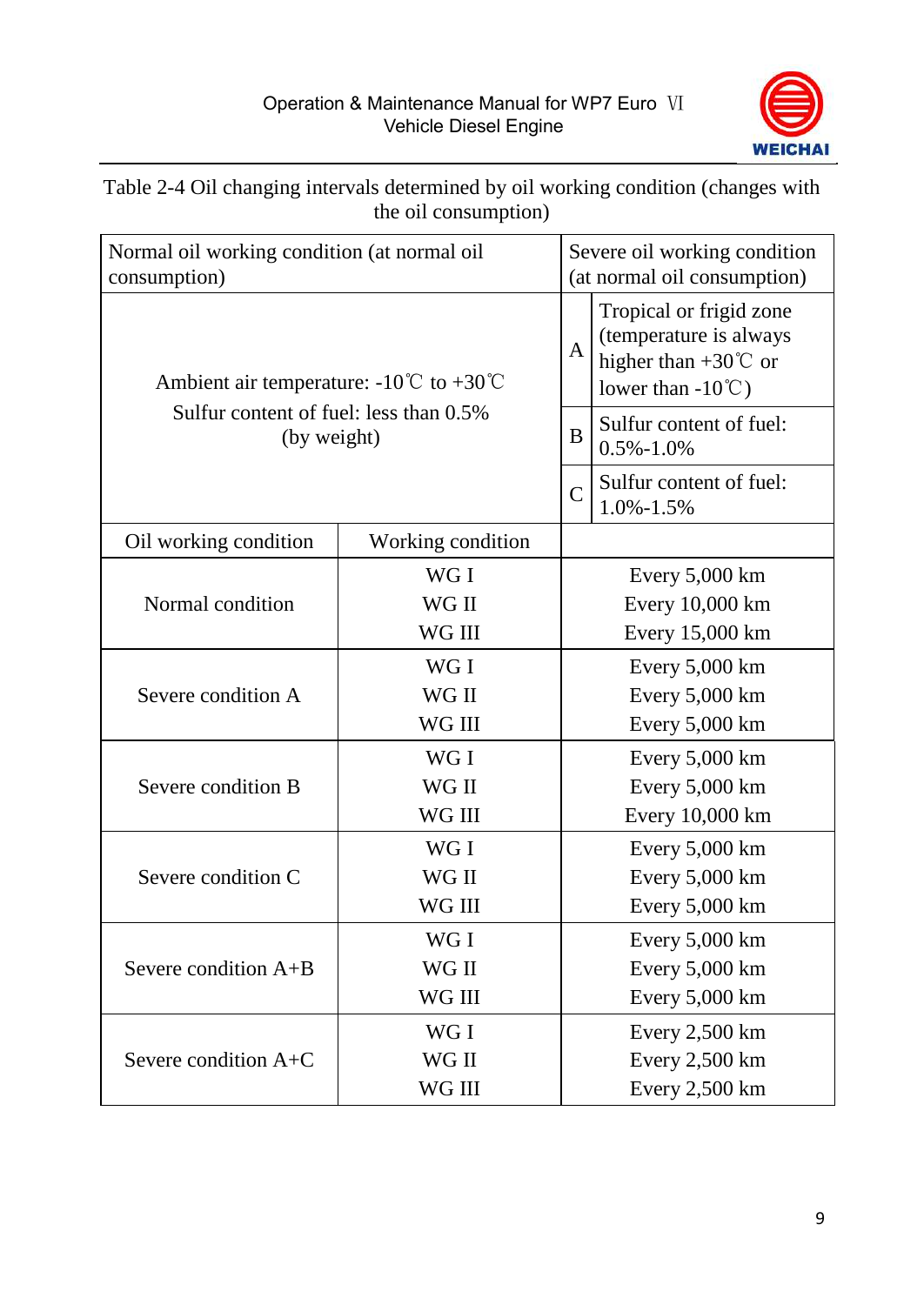Table 2-4 Oil changing intervals determined by oil working condition (changes with the oil consumption)

| Normal oil working condition (at normal oil consumption) | | Severe oil working condition (at normal oil consumption) | |
|---|---|---|---|
| Ambient air temperature: -10℃ to +30℃<br>Sulfur content of fuel: less than 0.5% (by weight) | | A | Tropical or frigid zone (temperature is always higher than +30℃ or lower than -10℃) |
| | | B | Sulfur content of fuel: 0.5%-1.0% |
| | | C | Sulfur content of fuel: 1.0%-1.5% |
| Oil working condition | Working condition | | |
| Normal condition | WG I<br>WG II<br>WG III | Every 5,000 km<br>Every 10,000 km<br>Every 15,000 km | |
| Severe condition A | WG I<br>WG II<br>WG III | Every 5,000 km<br>Every 5,000 km<br>Every 5,000 km | |
| Severe condition B | WG I<br>WG II<br>WG III | Every 5,000 km<br>Every 5,000 km<br>Every 10,000 km | |
| Severe condition C | WG I<br>WG II<br>WG III | Every 5,000 km<br>Every 5,000 km<br>Every 5,000 km | |
| Severe condition A+B | WG I<br>WG II<br>WG III | Every 5,000 km<br>Every 5,000 km<br>Every 5,000 km | |
| Severe condition A+C | WG I<br>WG II<br>WG III | Every 2,500 km<br>Every 2,500 km<br>Every 2,500 km | |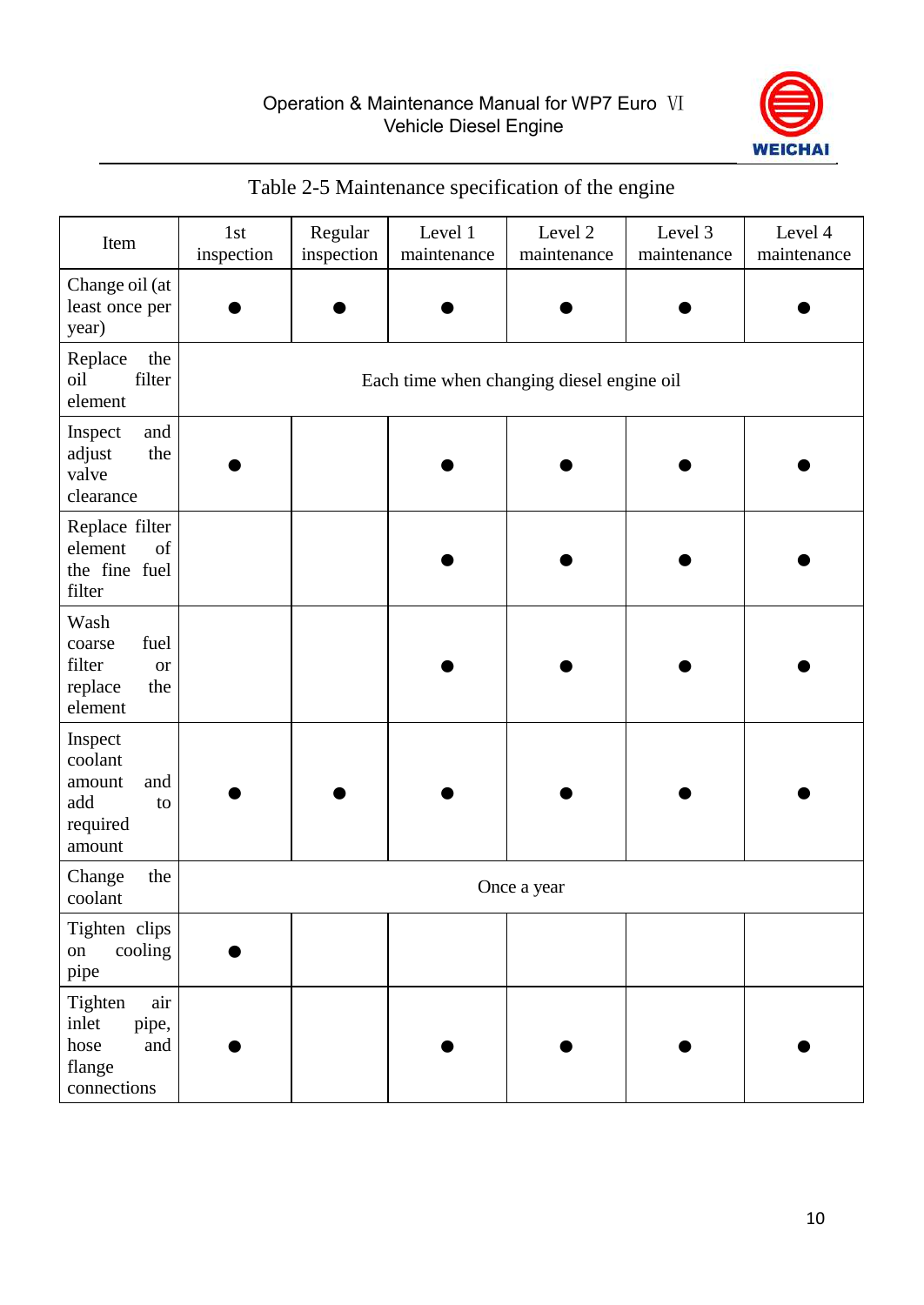Table 2-5 Maintenance specification of the engine

| Item | 1st inspection | Regular inspection | Level 1 maintenance | Level 2 maintenance | Level 3 maintenance | Level 4 maintenance |
|---|---|---|---|---|---|---|
| Change oil (at least once per year) | ● | ● | ● | ● | ● | ● |
| Replace the oil filter element | Each time when changing diesel engine oil | | | | | |
| Inspect and adjust the valve clearance | ● | | ● | ● | ● | ● |
| Replace filter element of the fine fuel filter | | | ● | ● | ● | ● |
| Wash coarse fuel filter or replace the element | | | ● | ● | ● | ● |
| Inspect coolant amount and add to required amount | ● | ● | ● | ● | ● | ● |
| Change the coolant | Once a year | | | | | |
| Tighten clips on cooling pipe | ● | | | | | |
| Tighten air inlet pipe, hose and flange connections | ● | | ● | ● | ● | ● |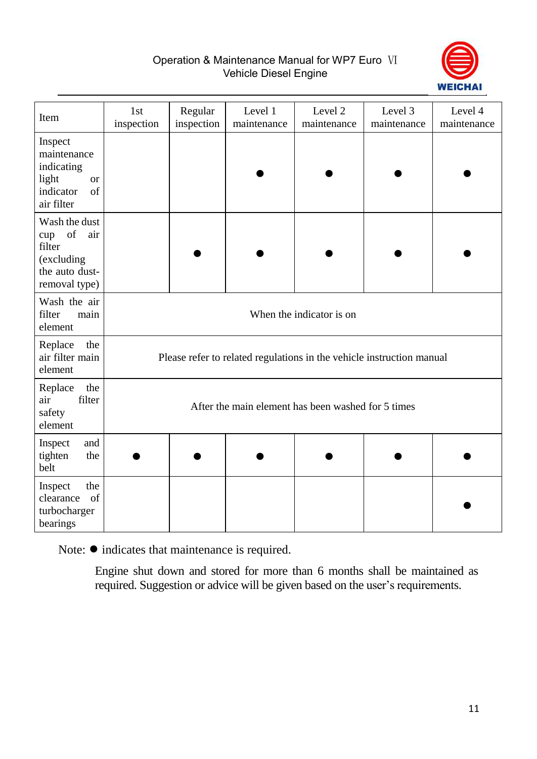| Item | 1st inspection | Regular inspection | Level 1 maintenance | Level 2 maintenance | Level 3 maintenance | Level 4 maintenance |
|---|---|---|---|---|---|---|
| Inspect maintenance indicating light or indicator of air filter | | | ● | ● | ● | ● |
| Wash the dust cup of air filter (excluding the auto dust-removal type) | | ● | ● | ● | ● | ● |
| Wash the air filter main element | When the indicator is on | | | | | |
| Replace the air filter main element | Please refer to related regulations in the vehicle instruction manual | | | | | |
| Replace the air filter safety element | After the main element has been washed for 5 times | | | | | |
| Inspect and tighten the belt | ● | ● | ● | ● | ● | ● |
| Inspect the clearance of turbocharger bearings | | | | | | ● |

Note: ● indicates that maintenance is required.

Engine shut down and stored for more than 6 months shall be maintained as required. Suggestion or advice will be given based on the user's requirements.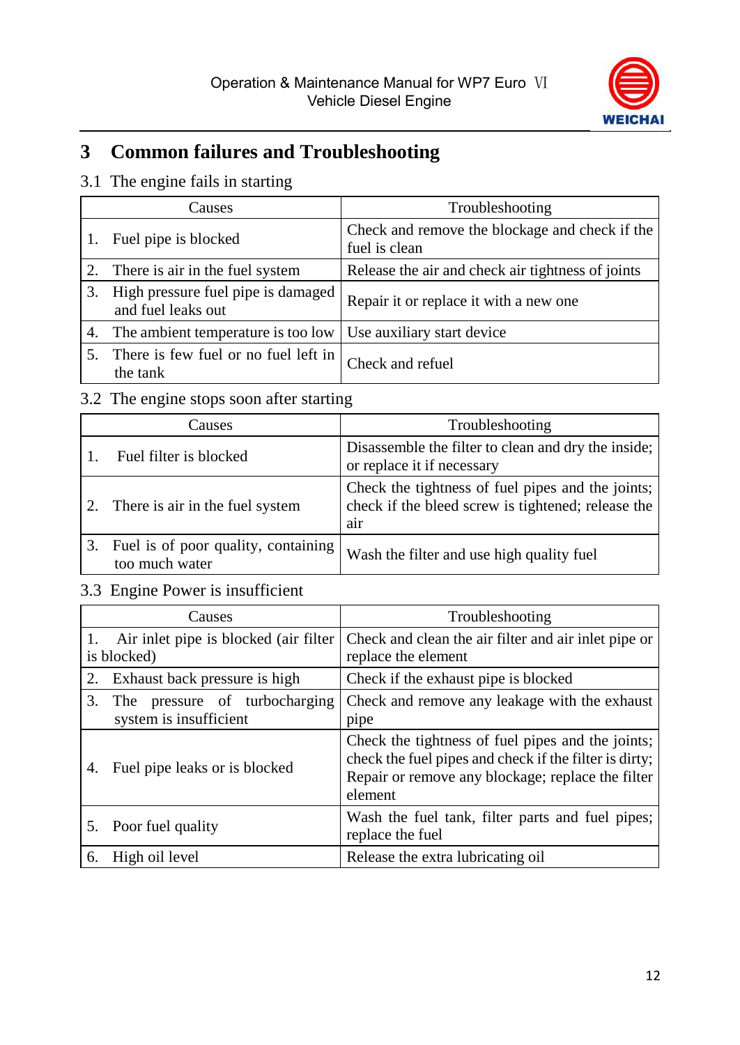# 3 Common failures and Troubleshooting

## 3.1 The engine fails in starting

| Causes | Troubleshooting |
|---|---|
| 1. Fuel pipe is blocked | Check and remove the blockage and check if the fuel is clean |
| 2. There is air in the fuel system | Release the air and check air tightness of joints |
| 3. High pressure fuel pipe is damaged and fuel leaks out | Repair it or replace it with a new one |
| 4. The ambient temperature is too low | Use auxiliary start device |
| 5. There is few fuel or no fuel left in the tank | Check and refuel |

## 3.2 The engine stops soon after starting

| Causes | Troubleshooting |
|---|---|
| 1. Fuel filter is blocked | Disassemble the filter to clean and dry the inside; or replace it if necessary |
| 2. There is air in the fuel system | Check the tightness of fuel pipes and the joints; check if the bleed screw is tightened; release the air |
| 3. Fuel is of poor quality, containing too much water | Wash the filter and use high quality fuel |

## 3.3 Engine Power is insufficient

| Causes | Troubleshooting |
|---|---|
| 1. Air inlet pipe is blocked (air filter is blocked) | Check and clean the air filter and air inlet pipe or replace the element |
| 2. Exhaust back pressure is high | Check if the exhaust pipe is blocked |
| 3. The pressure of turbocharging system is insufficient | Check and remove any leakage with the exhaust pipe |
| 4. Fuel pipe leaks or is blocked | Check the tightness of fuel pipes and the joints; check the fuel pipes and check if the filter is dirty; Repair or remove any blockage; replace the filter element |
| 5. Poor fuel quality | Wash the fuel tank, filter parts and fuel pipes; replace the fuel |
| 6. High oil level | Release the extra lubricating oil |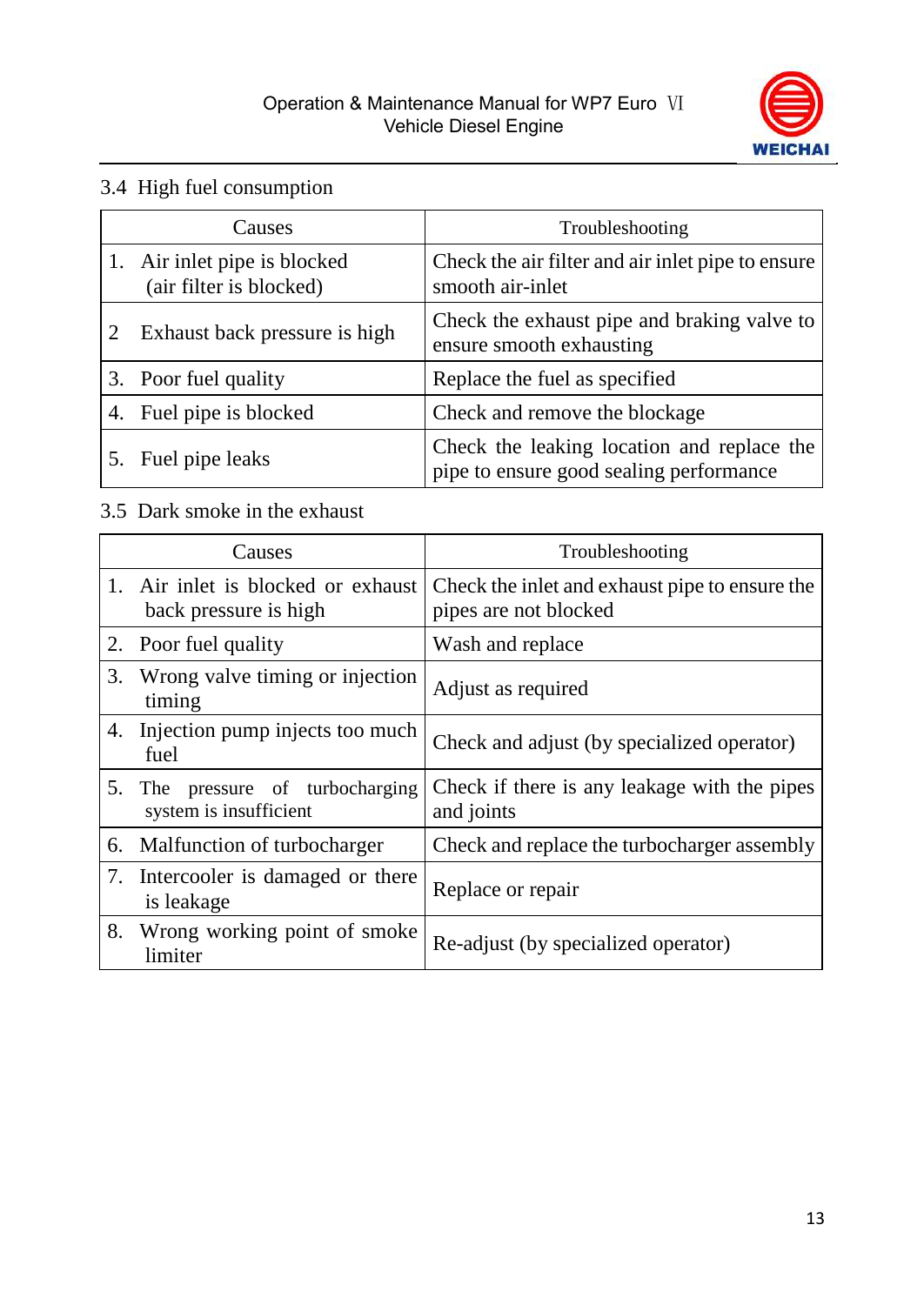### 3.4 High fuel consumption

| Causes | Troubleshooting |
|---|---|
| 1. Air inlet pipe is blocked (air filter is blocked) | Check the air filter and air inlet pipe to ensure smooth air-inlet |
| 2 Exhaust back pressure is high | Check the exhaust pipe and braking valve to ensure smooth exhausting |
| 3. Poor fuel quality | Replace the fuel as specified |
| 4. Fuel pipe is blocked | Check and remove the blockage |
| 5. Fuel pipe leaks | Check the leaking location and replace the pipe to ensure good sealing performance |

### 3.5 Dark smoke in the exhaust

| Causes | Troubleshooting |
|---|---|
| 1. Air inlet is blocked or exhaust back pressure is high | Check the inlet and exhaust pipe to ensure the pipes are not blocked |
| 2. Poor fuel quality | Wash and replace |
| 3. Wrong valve timing or injection timing | Adjust as required |
| 4. Injection pump injects too much fuel | Check and adjust (by specialized operator) |
| 5. The pressure of turbocharging system is insufficient | Check if there is any leakage with the pipes and joints |
| 6. Malfunction of turbocharger | Check and replace the turbocharger assembly |
| 7. Intercooler is damaged or there is leakage | Replace or repair |
| 8. Wrong working point of smoke limiter | Re-adjust (by specialized operator) |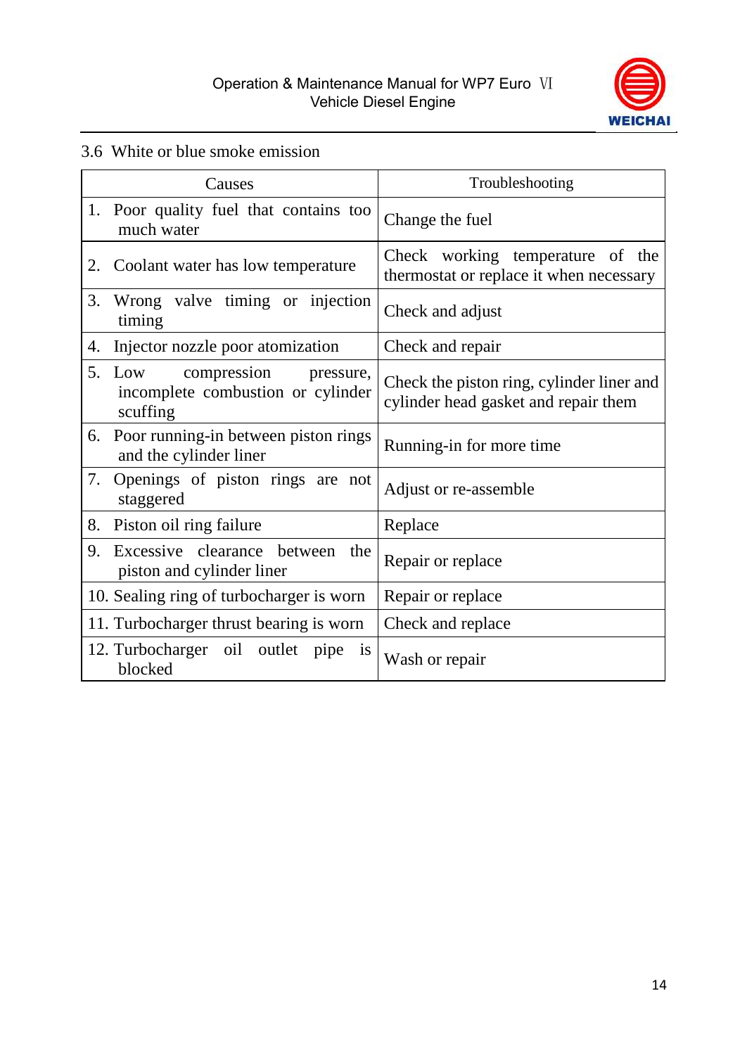### 3.6 White or blue smoke emission

| Causes | Troubleshooting |
|---|---|
| 1. Poor quality fuel that contains too much water | Change the fuel |
| 2. Coolant water has low temperature | Check working temperature of the thermostat or replace it when necessary |
| 3. Wrong valve timing or injection timing | Check and adjust |
| 4. Injector nozzle poor atomization | Check and repair |
| 5. Low compression pressure, incomplete combustion or cylinder scuffing | Check the piston ring, cylinder liner and cylinder head gasket and repair them |
| 6. Poor running-in between piston rings and the cylinder liner | Running-in for more time |
| 7. Openings of piston rings are not staggered | Adjust or re-assemble |
| 8. Piston oil ring failure | Replace |
| 9. Excessive clearance between the piston and cylinder liner | Repair or replace |
| 10. Sealing ring of turbocharger is worn | Repair or replace |
| 11. Turbocharger thrust bearing is worn | Check and replace |
| 12. Turbocharger oil outlet pipe is blocked | Wash or repair |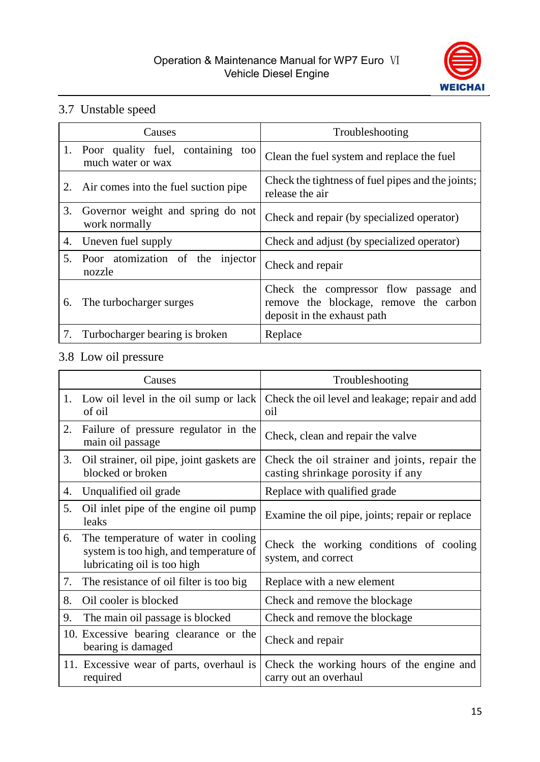### 3.7 Unstable speed

| Causes | Troubleshooting |
|---|---|
| 1. Poor quality fuel, containing too much water or wax | Clean the fuel system and replace the fuel |
| 2. Air comes into the fuel suction pipe | Check the tightness of fuel pipes and the joints; release the air |
| 3. Governor weight and spring do not work normally | Check and repair (by specialized operator) |
| 4. Uneven fuel supply | Check and adjust (by specialized operator) |
| 5. Poor atomization of the injector nozzle | Check and repair |
| 6. The turbocharger surges | Check the compressor flow passage and remove the blockage, remove the carbon deposit in the exhaust path |
| 7. Turbocharger bearing is broken | Replace |

### 3.8 Low oil pressure

| Causes | Troubleshooting |
|---|---|
| 1. Low oil level in the oil sump or lack of oil | Check the oil level and leakage; repair and add oil |
| 2. Failure of pressure regulator in the main oil passage | Check, clean and repair the valve |
| 3. Oil strainer, oil pipe, joint gaskets are blocked or broken | Check the oil strainer and joints, repair the casting shrinkage porosity if any |
| 4. Unqualified oil grade | Replace with qualified grade |
| 5. Oil inlet pipe of the engine oil pump leaks | Examine the oil pipe, joints; repair or replace |
| 6. The temperature of water in cooling system is too high, and temperature of lubricating oil is too high | Check the working conditions of cooling system, and correct |
| 7. The resistance of oil filter is too big | Replace with a new element |
| 8. Oil cooler is blocked | Check and remove the blockage |
| 9. The main oil passage is blocked | Check and remove the blockage |
| 10. Excessive bearing clearance or the bearing is damaged | Check and repair |
| 11. Excessive wear of parts, overhaul is required | Check the working hours of the engine and carry out an overhaul |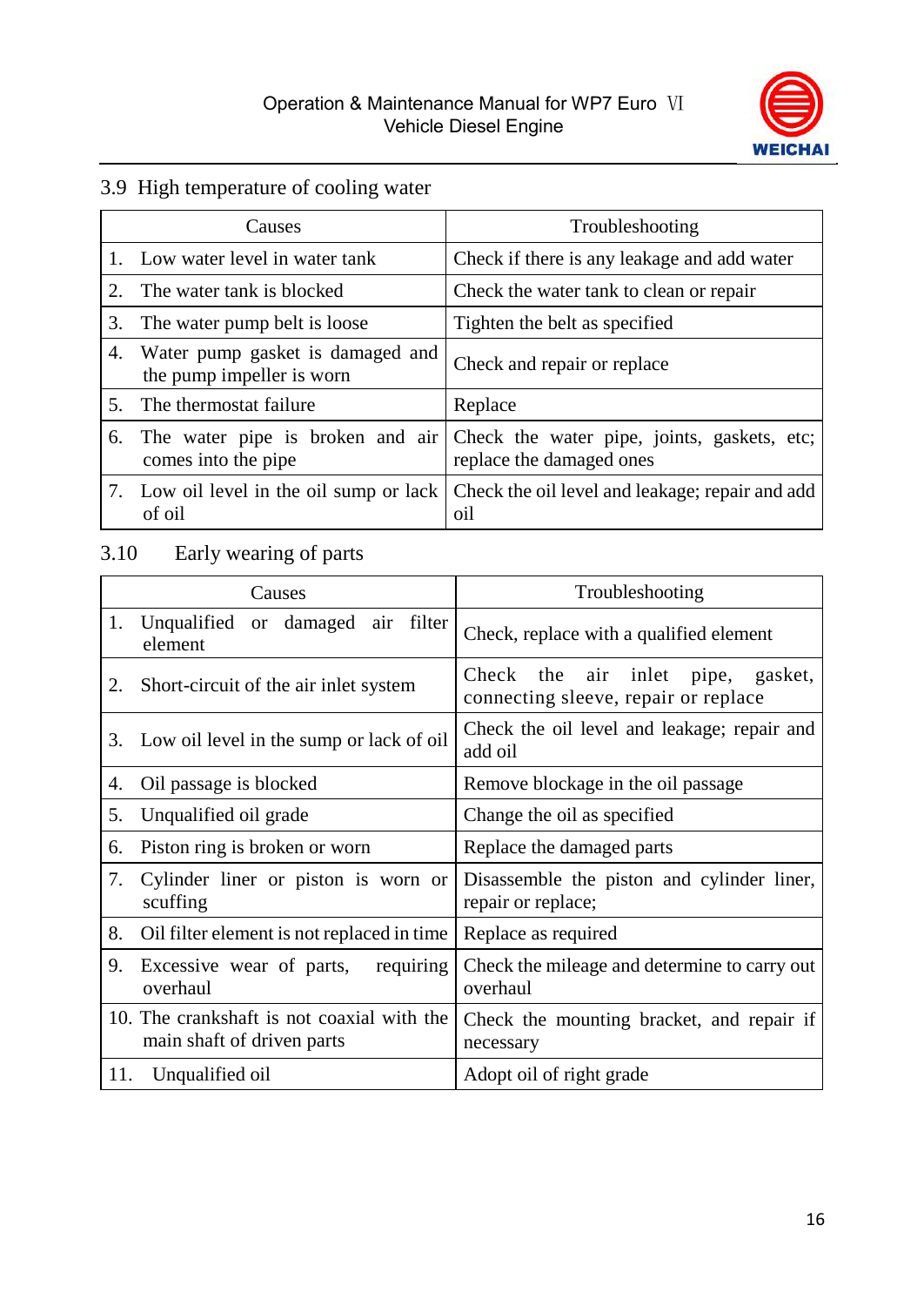## 3.9 High temperature of cooling water

| Causes | Troubleshooting |
|---|---|
| 1. Low water level in water tank | Check if there is any leakage and add water |
| 2. The water tank is blocked | Check the water tank to clean or repair |
| 3. The water pump belt is loose | Tighten the belt as specified |
| 4. Water pump gasket is damaged and the pump impeller is worn | Check and repair or replace |
| 5. The thermostat failure | Replace |
| 6. The water pipe is broken and air comes into the pipe | Check the water pipe, joints, gaskets, etc; replace the damaged ones |
| 7. Low oil level in the oil sump or lack of oil | Check the oil level and leakage; repair and add oil |

## 3.10 Early wearing of parts

| Causes | Troubleshooting |
|---|---|
| 1. Unqualified or damaged air filter element | Check, replace with a qualified element |
| 2. Short-circuit of the air inlet system | Check the air inlet pipe, gasket, connecting sleeve, repair or replace |
| 3. Low oil level in the sump or lack of oil | Check the oil level and leakage; repair and add oil |
| 4. Oil passage is blocked | Remove blockage in the oil passage |
| 5. Unqualified oil grade | Change the oil as specified |
| 6. Piston ring is broken or worn | Replace the damaged parts |
| 7. Cylinder liner or piston is worn or scuffing | Disassemble the piston and cylinder liner, repair or replace; |
| 8. Oil filter element is not replaced in time | Replace as required |
| 9. Excessive wear of parts, requiring overhaul | Check the mileage and determine to carry out overhaul |
| 10. The crankshaft is not coaxial with the main shaft of driven parts | Check the mounting bracket, and repair if necessary |
| 11. Unqualified oil | Adopt oil of right grade |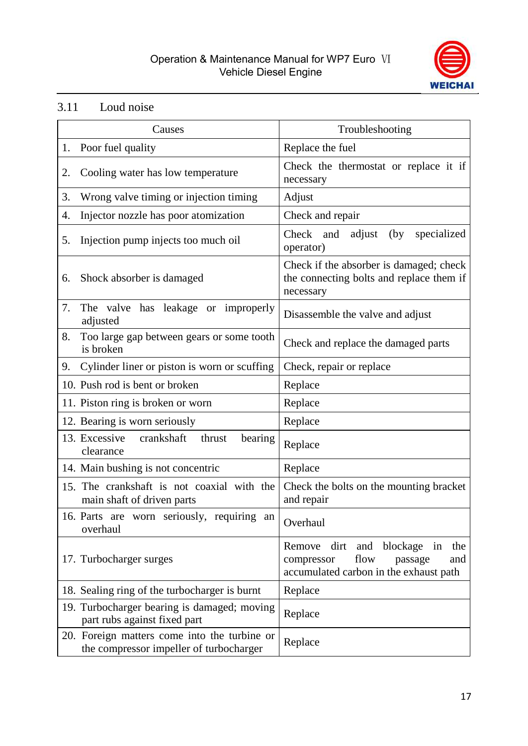## 3.11 Loud noise

| Causes | Troubleshooting |
|---|---|
| 1. Poor fuel quality | Replace the fuel |
| 2. Cooling water has low temperature | Check the thermostat or replace it if necessary |
| 3. Wrong valve timing or injection timing | Adjust |
| 4. Injector nozzle has poor atomization | Check and repair |
| 5. Injection pump injects too much oil | Check and adjust (by specialized operator) |
| 6. Shock absorber is damaged | Check if the absorber is damaged; check the connecting bolts and replace them if necessary |
| 7. The valve has leakage or improperly adjusted | Disassemble the valve and adjust |
| 8. Too large gap between gears or some tooth is broken | Check and replace the damaged parts |
| 9. Cylinder liner or piston is worn or scuffing | Check, repair or replace |
| 10. Push rod is bent or broken | Replace |
| 11. Piston ring is broken or worn | Replace |
| 12. Bearing is worn seriously | Replace |
| 13. Excessive crankshaft thrust bearing clearance | Replace |
| 14. Main bushing is not concentric | Replace |
| 15. The crankshaft is not coaxial with the main shaft of driven parts | Check the bolts on the mounting bracket and repair |
| 16. Parts are worn seriously, requiring an overhaul | Overhaul |
| 17. Turbocharger surges | Remove dirt and blockage in the compressor flow passage and accumulated carbon in the exhaust path |
| 18. Sealing ring of the turbocharger is burnt | Replace |
| 19. Turbocharger bearing is damaged; moving part rubs against fixed part | Replace |
| 20. Foreign matters come into the turbine or the compressor impeller of turbocharger | Replace |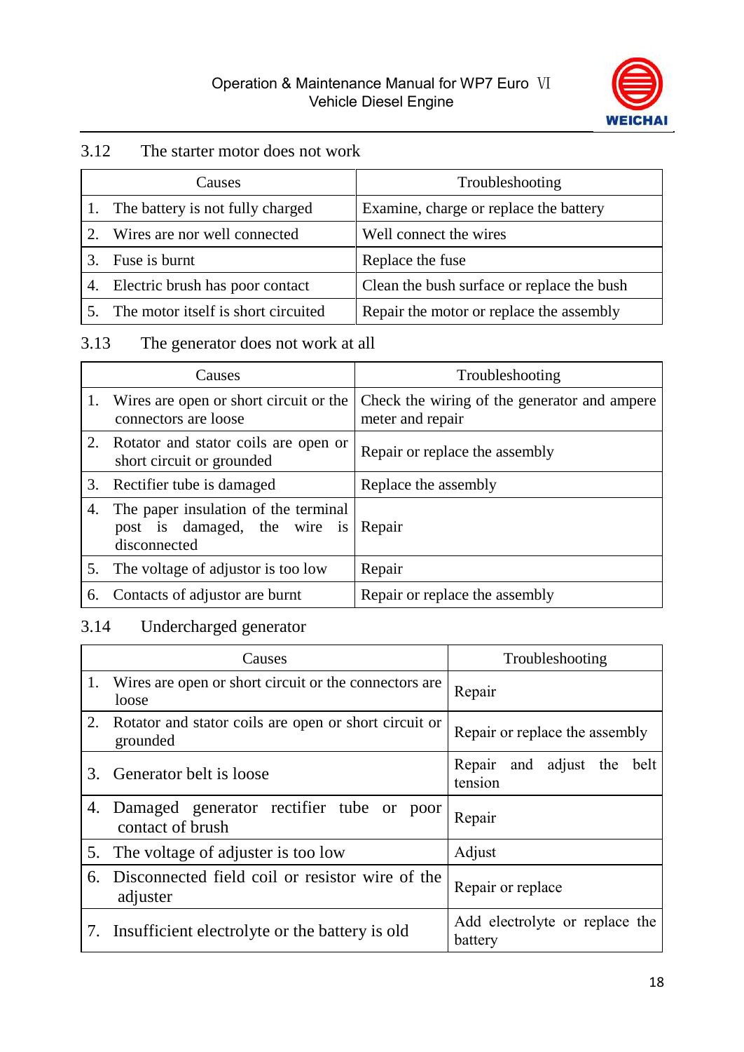## 3.12 The starter motor does not work

| Causes | Troubleshooting |
| --- | --- |
| 1. The battery is not fully charged | Examine, charge or replace the battery |
| 2. Wires are nor well connected | Well connect the wires |
| 3. Fuse is burnt | Replace the fuse |
| 4. Electric brush has poor contact | Clean the bush surface or replace the bush |
| 5. The motor itself is short circuited | Repair the motor or replace the assembly |

## 3.13 The generator does not work at all

| Causes | Troubleshooting |
| --- | --- |
| 1. Wires are open or short circuit or the connectors are loose | Check the wiring of the generator and ampere meter and repair |
| 2. Rotator and stator coils are open or short circuit or grounded | Repair or replace the assembly |
| 3. Rectifier tube is damaged | Replace the assembly |
| 4. The paper insulation of the terminal post is damaged, the wire is disconnected | Repair |
| 5. The voltage of adjustor is too low | Repair |
| 6. Contacts of adjustor are burnt | Repair or replace the assembly |

## 3.14 Undercharged generator

| Causes | Troubleshooting |
| --- | --- |
| 1. Wires are open or short circuit or the connectors are loose | Repair |
| 2. Rotator and stator coils are open or short circuit or grounded | Repair or replace the assembly |
| 3. Generator belt is loose | Repair and adjust the belt tension |
| 4. Damaged generator rectifier tube or poor contact of brush | Repair |
| 5. The voltage of adjuster is too low | Adjust |
| 6. Disconnected field coil or resistor wire of the adjuster | Repair or replace |
| 7. Insufficient electrolyte or the battery is old | Add electrolyte or replace the battery |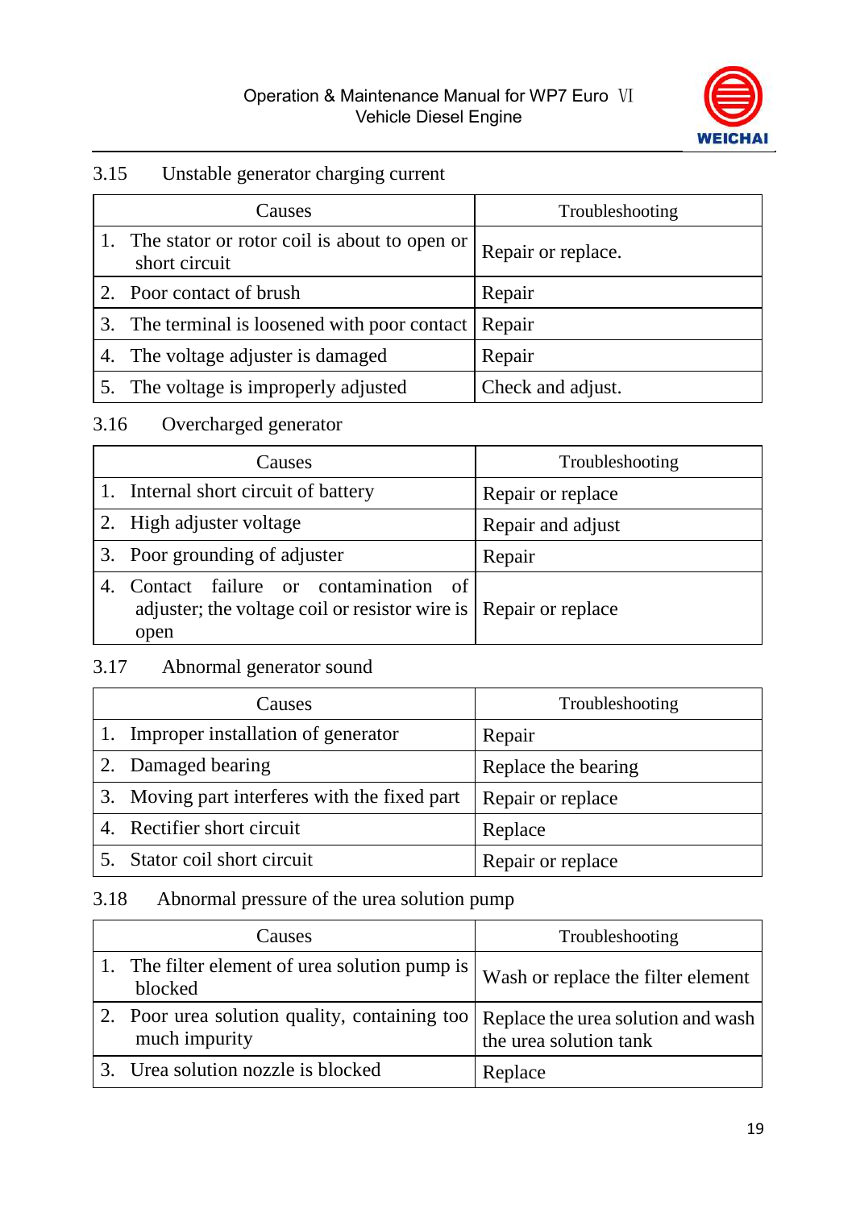### 3.15 Unstable generator charging current

| Causes | Troubleshooting |
|---|---|
| 1. The stator or rotor coil is about to open or short circuit | Repair or replace. |
| 2. Poor contact of brush | Repair |
| 3. The terminal is loosened with poor contact | Repair |
| 4. The voltage adjuster is damaged | Repair |
| 5. The voltage is improperly adjusted | Check and adjust. |

### 3.16 Overcharged generator

| Causes | Troubleshooting |
|---|---|
| 1. Internal short circuit of battery | Repair or replace |
| 2. High adjuster voltage | Repair and adjust |
| 3. Poor grounding of adjuster | Repair |
| 4. Contact failure or contamination of adjuster; the voltage coil or resistor wire is open | Repair or replace |

### 3.17 Abnormal generator sound

| Causes | Troubleshooting |
|---|---|
| 1. Improper installation of generator | Repair |
| 2. Damaged bearing | Replace the bearing |
| 3. Moving part interferes with the fixed part | Repair or replace |
| 4. Rectifier short circuit | Replace |
| 5. Stator coil short circuit | Repair or replace |

### 3.18 Abnormal pressure of the urea solution pump

| Causes | Troubleshooting |
|---|---|
| 1. The filter element of urea solution pump is blocked | Wash or replace the filter element |
| 2. Poor urea solution quality, containing too much impurity | Replace the urea solution and wash the urea solution tank |
| 3. Urea solution nozzle is blocked | Replace |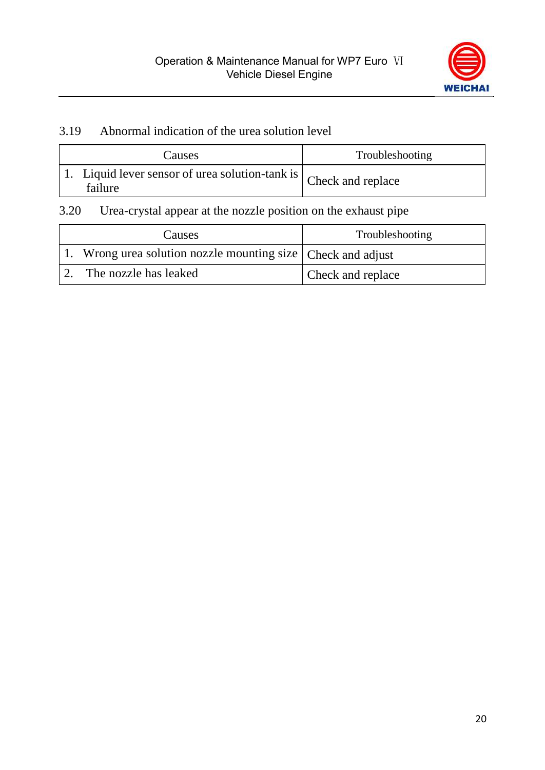### 3.19 Abnormal indication of the urea solution level

| Causes | Troubleshooting |
|---|---|
| 1. Liquid lever sensor of urea solution-tank is failure | Check and replace |

### 3.20 Urea-crystal appear at the nozzle position on the exhaust pipe

| Causes | Troubleshooting |
|---|---|
| 1. Wrong urea solution nozzle mounting size | Check and adjust |
| 2. The nozzle has leaked | Check and replace |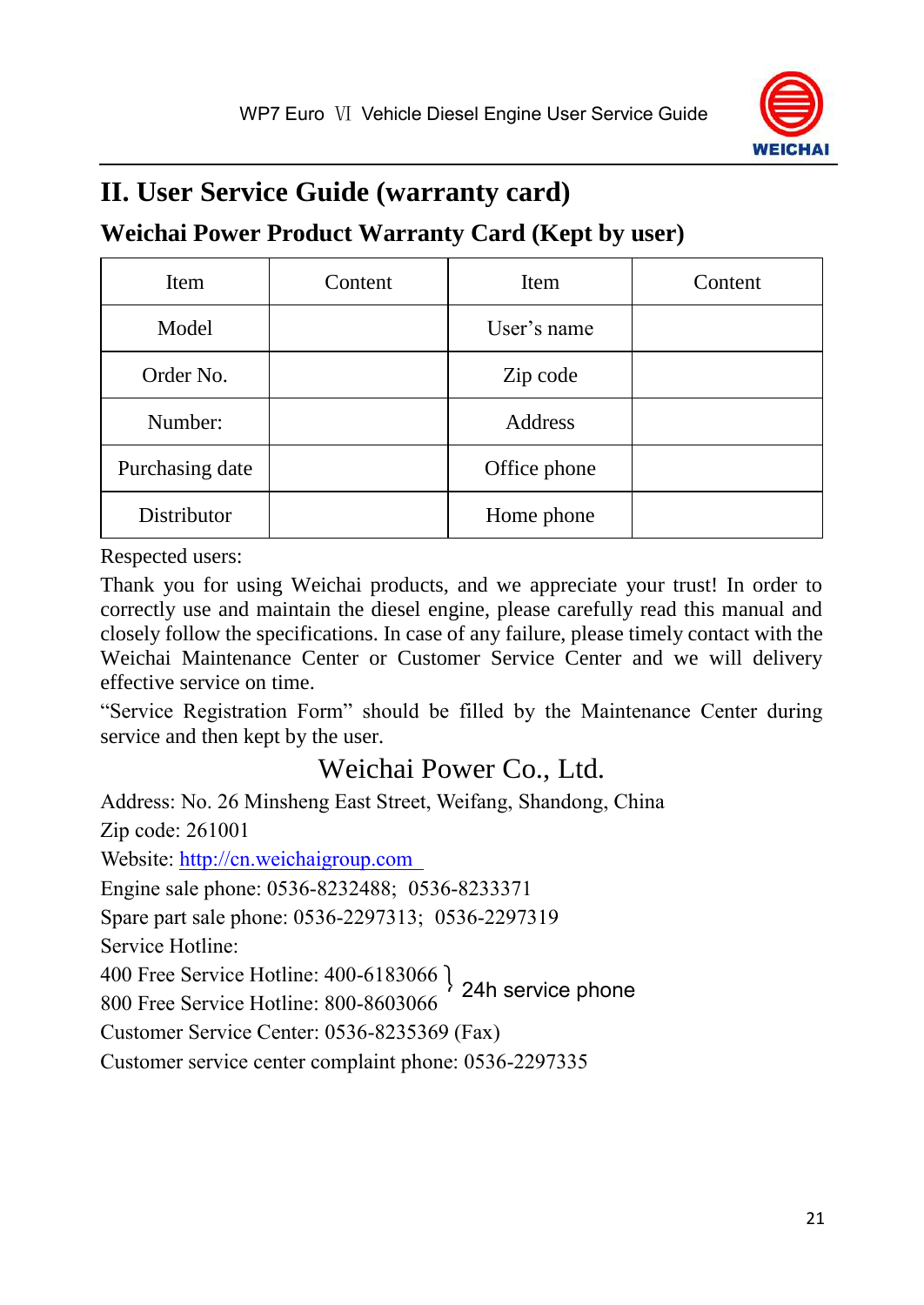## II. User Service Guide (warranty card)

### Weichai Power Product Warranty Card (Kept by user)

| Item | Content | Item | Content |
|---|---|---|---|
| Model | | User's name | |
| Order No. | | Zip code | |
| Number: | | Address | |
| Purchasing date | | Office phone | |
| Distributor | | Home phone | |

Respected users:

Thank you for using Weichai products, and we appreciate your trust! In order to correctly use and maintain the diesel engine, please carefully read this manual and closely follow the specifications. In case of any failure, please timely contact with the Weichai Maintenance Center or Customer Service Center and we will delivery effective service on time.

"Service Registration Form" should be filled by the Maintenance Center during service and then kept by the user.

Weichai Power Co., Ltd.

Address: No. 26 Minsheng East Street, Weifang, Shandong, China

Zip code: 261001

Website: http://cn.weichaigroup.com

Engine sale phone: 0536-8232488; 0536-8233371

Spare part sale phone: 0536-2297313; 0536-2297319

Service Hotline:

400 Free Service Hotline: 400-6183066 } 24h service phone
800 Free Service Hotline: 800-8603066

Customer Service Center: 0536-8235369 (Fax)

Customer service center complaint phone: 0536-2297335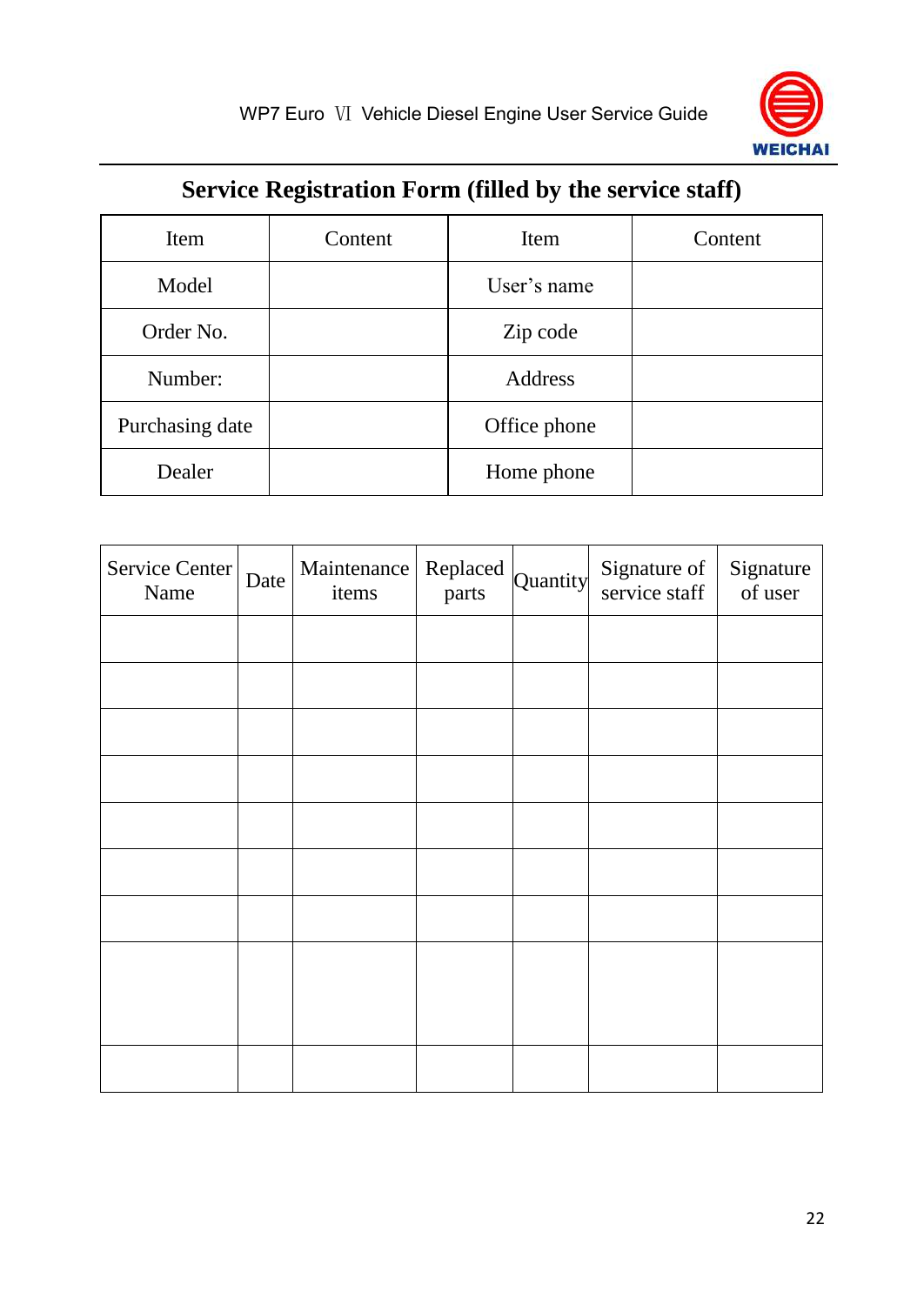## Service Registration Form (filled by the service staff)

| Item | Content | Item | Content |
|---|---|---|---|
| Model | | User's name | |
| Order No. | | Zip code | |
| Number: | | Address | |
| Purchasing date | | Office phone | |
| Dealer | | Home phone | |

| Service Center Name | Date | Maintenance items | Replaced parts | Quantity | Signature of service staff | Signature of user |
|---|---|---|---|---|---|---|
| | | | | | | |
| | | | | | | |
| | | | | | | |
| | | | | | | |
| | | | | | | |
| | | | | | | |
| | | | | | | |
| | | | | | | |
| | | | | | | |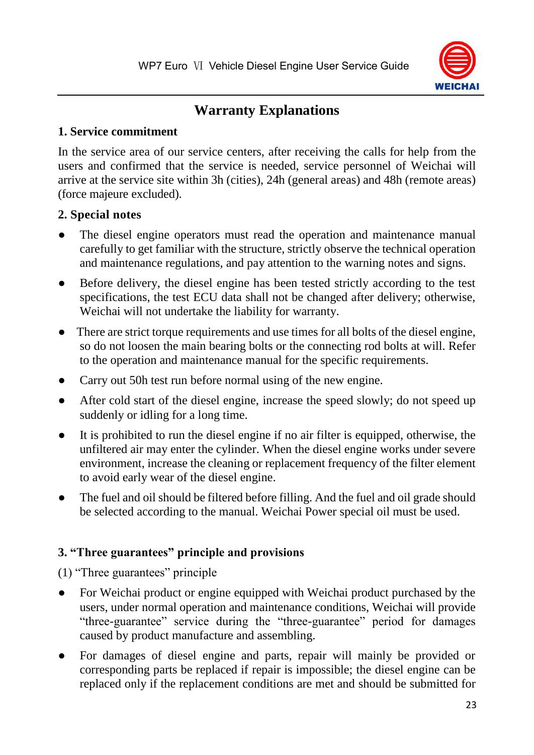# Warranty Explanations

## 1. Service commitment

In the service area of our service centers, after receiving the calls for help from the users and confirmed that the service is needed, service personnel of Weichai will arrive at the service site within 3h (cities), 24h (general areas) and 48h (remote areas) (force majeure excluded).

## 2. Special notes

- The diesel engine operators must read the operation and maintenance manual carefully to get familiar with the structure, strictly observe the technical operation and maintenance regulations, and pay attention to the warning notes and signs.
- Before delivery, the diesel engine has been tested strictly according to the test specifications, the test ECU data shall not be changed after delivery; otherwise, Weichai will not undertake the liability for warranty.
- There are strict torque requirements and use times for all bolts of the diesel engine, so do not loosen the main bearing bolts or the connecting rod bolts at will. Refer to the operation and maintenance manual for the specific requirements.
- Carry out 50h test run before normal using of the new engine.
- After cold start of the diesel engine, increase the speed slowly; do not speed up suddenly or idling for a long time.
- It is prohibited to run the diesel engine if no air filter is equipped, otherwise, the unfiltered air may enter the cylinder. When the diesel engine works under severe environment, increase the cleaning or replacement frequency of the filter element to avoid early wear of the diesel engine.
- The fuel and oil should be filtered before filling. And the fuel and oil grade should be selected according to the manual. Weichai Power special oil must be used.

## 3. "Three guarantees" principle and provisions

(1) "Three guarantees" principle

- For Weichai product or engine equipped with Weichai product purchased by the users, under normal operation and maintenance conditions, Weichai will provide "three-guarantee" service during the "three-guarantee" period for damages caused by product manufacture and assembling.
- For damages of diesel engine and parts, repair will mainly be provided or corresponding parts be replaced if repair is impossible; the diesel engine can be replaced only if the replacement conditions are met and should be submitted for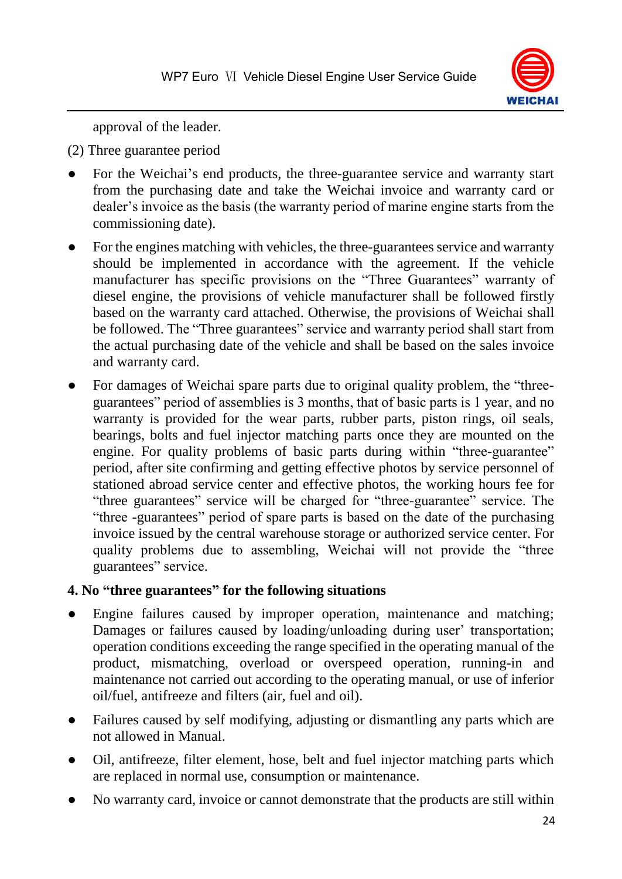approval of the leader.

(2) Three guarantee period

- For the Weichai's end products, the three-guarantee service and warranty start from the purchasing date and take the Weichai invoice and warranty card or dealer's invoice as the basis (the warranty period of marine engine starts from the commissioning date).
- For the engines matching with vehicles, the three-guarantees service and warranty should be implemented in accordance with the agreement. If the vehicle manufacturer has specific provisions on the "Three Guarantees" warranty of diesel engine, the provisions of vehicle manufacturer shall be followed firstly based on the warranty card attached. Otherwise, the provisions of Weichai shall be followed. The "Three guarantees" service and warranty period shall start from the actual purchasing date of the vehicle and shall be based on the sales invoice and warranty card.
- For damages of Weichai spare parts due to original quality problem, the "three-guarantees" period of assemblies is 3 months, that of basic parts is 1 year, and no warranty is provided for the wear parts, rubber parts, piston rings, oil seals, bearings, bolts and fuel injector matching parts once they are mounted on the engine. For quality problems of basic parts during within "three-guarantee" period, after site confirming and getting effective photos by service personnel of stationed abroad service center and effective photos, the working hours fee for "three guarantees" service will be charged for "three-guarantee" service. The "three -guarantees" period of spare parts is based on the date of the purchasing invoice issued by the central warehouse storage or authorized service center. For quality problems due to assembling, Weichai will not provide the "three guarantees" service.

**4. No "three guarantees" for the following situations**

- Engine failures caused by improper operation, maintenance and matching; Damages or failures caused by loading/unloading during user' transportation; operation conditions exceeding the range specified in the operating manual of the product, mismatching, overload or overspeed operation, running-in and maintenance not carried out according to the operating manual, or use of inferior oil/fuel, antifreeze and filters (air, fuel and oil).
- Failures caused by self modifying, adjusting or dismantling any parts which are not allowed in Manual.
- Oil, antifreeze, filter element, hose, belt and fuel injector matching parts which are replaced in normal use, consumption or maintenance.
- No warranty card, invoice or cannot demonstrate that the products are still within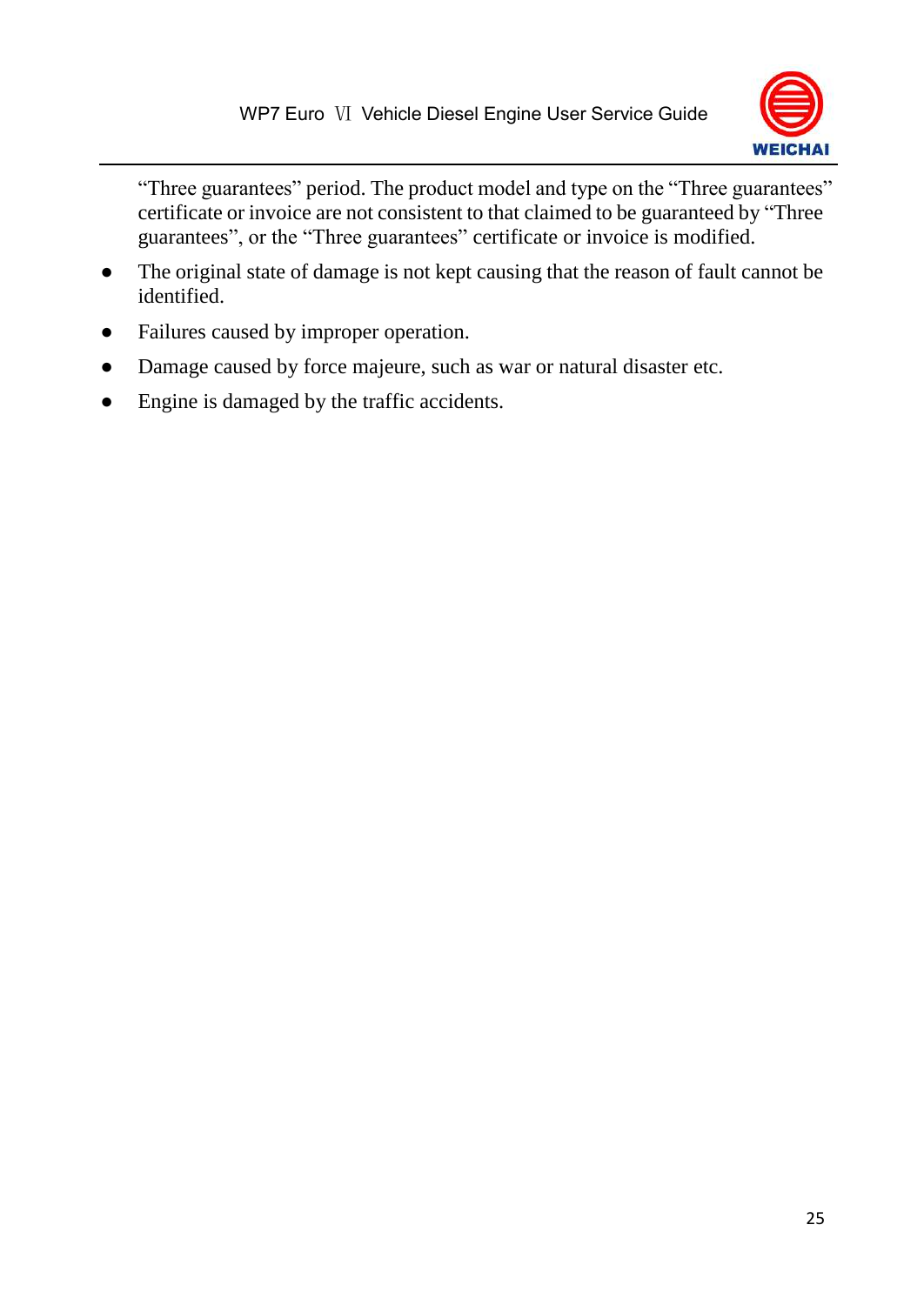"Three guarantees" period. The product model and type on the "Three guarantees" certificate or invoice are not consistent to that claimed to be guaranteed by "Three guarantees", or the "Three guarantees" certificate or invoice is modified.

- The original state of damage is not kept causing that the reason of fault cannot be identified.
- Failures caused by improper operation.
- Damage caused by force majeure, such as war or natural disaster etc.
- Engine is damaged by the traffic accidents.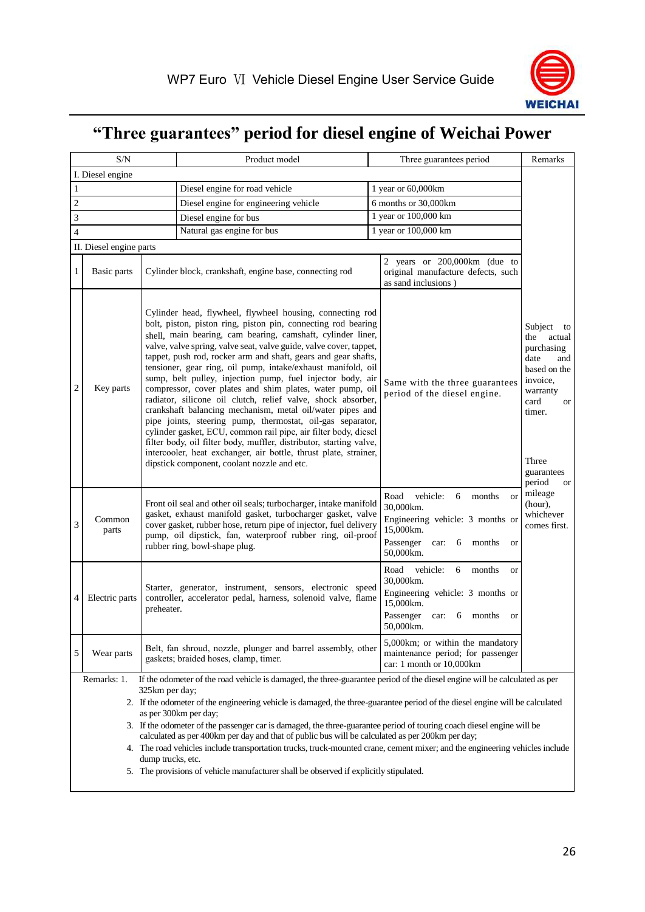# "Three guarantees" period for diesel engine of Weichai Power

| S/N | | Product model | Three guarantees period | Remarks |
|---|---|---|---|---|
| I. Diesel engine | | | | Subject to the actual purchasing date and based on the invoice, warranty card or timer.<br><br>Three guarantees period or mileage (hour), whichever comes first. |
| 1 | | Diesel engine for road vehicle | 1 year or 60,000km | |
| 2 | | Diesel engine for engineering vehicle | 6 months or 30,000km | |
| 3 | | Diesel engine for bus | 1 year or 100,000 km | |
| 4 | | Natural gas engine for bus | 1 year or 100,000 km | |
| II. Diesel engine parts | | | | |
| 1 | Basic parts | Cylinder block, crankshaft, engine base, connecting rod | 2 years or 200,000km (due to original manufacture defects, such as sand inclusions ) | |
| 2 | Key parts | Cylinder head, flywheel, flywheel housing, connecting rod bolt, piston, piston ring, piston pin, connecting rod bearing shell, main bearing, cam bearing, camshaft, cylinder liner, valve, valve spring, valve seat, valve guide, valve cover, tappet, tappet, push rod, rocker arm and shaft, gears and gear shafts, tensioner, gear ring, oil pump, intake/exhaust manifold, oil sump, belt pulley, injection pump, fuel injector body, air compressor, cover plates and shim plates, water pump, oil radiator, silicone oil clutch, relief valve, shock absorber, crankshaft balancing mechanism, metal oil/water pipes and pipe joints, steering pump, thermostat, oil-gas separator, cylinder gasket, ECU, common rail pipe, air filter body, diesel filter body, oil filter body, muffler, distributor, starting valve, intercooler, heat exchanger, air bottle, thrust plate, strainer, dipstick component, coolant nozzle and etc. | Same with the three guarantees period of the diesel engine. | |
| 3 | Common parts | Front oil seal and other oil seals; turbocharger, intake manifold gasket, exhaust manifold gasket, turbocharger gasket, valve cover gasket, rubber hose, return pipe of injector, fuel delivery pump, oil dipstick, fan, waterproof rubber ring, oil-proof rubber ring, bowl-shape plug. | Road vehicle: 6 months or 30,000km.<br>Engineering vehicle: 3 months or 15,000km.<br>Passenger car: 6 months or 50,000km. | |
| 4 | Electric parts | Starter, generator, instrument, sensors, electronic speed controller, accelerator pedal, harness, solenoid valve, flame preheater. | Road vehicle: 6 months or 30,000km.<br>Engineering vehicle: 3 months or 15,000km.<br>Passenger car: 6 months or 50,000km. | |
| 5 | Wear parts | Belt, fan shroud, nozzle, plunger and barrel assembly, other gaskets; braided hoses, clamp, timer. | 5,000km; or within the mandatory maintenance period; for passenger car: 1 month or 10,000km | |

Remarks:
1. If the odometer of the road vehicle is damaged, the three-guarantee period of the diesel engine will be calculated as per 325km per day;
2. If the odometer of the engineering vehicle is damaged, the three-guarantee period of the diesel engine will be calculated as per 300km per day;
3. If the odometer of the passenger car is damaged, the three-guarantee period of touring coach diesel engine will be calculated as per 400km per day and that of public bus will be calculated as per 200km per day;
4. The road vehicles include transportation trucks, truck-mounted crane, cement mixer; and the engineering vehicles include dump trucks, etc.
5. The provisions of vehicle manufacturer shall be observed if explicitly stipulated.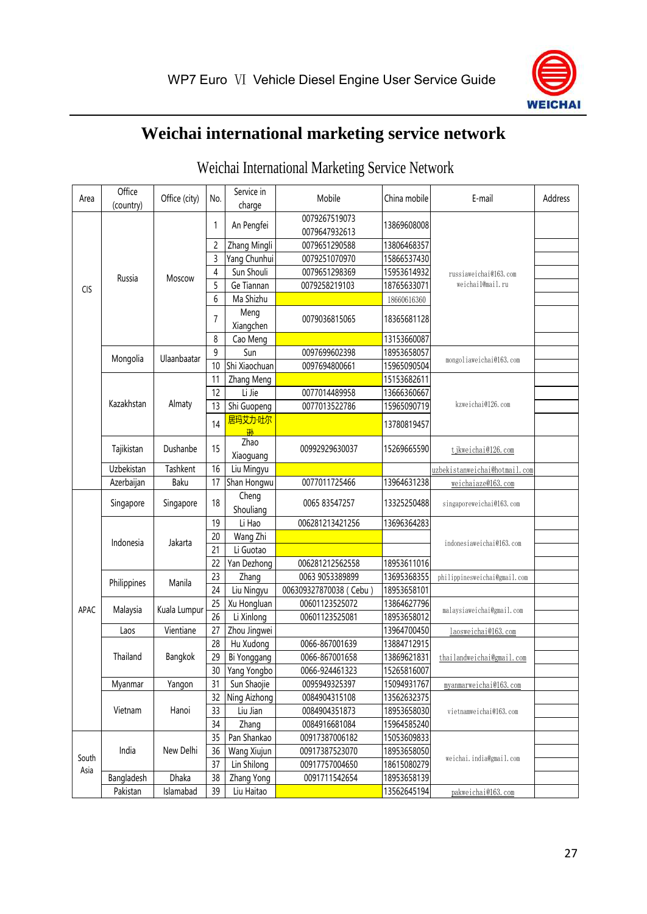# Weichai international marketing service network

Weichai International Marketing Service Network

| Area | Office (country) | Office (city) | No. | Service in charge | Mobile | China mobile | E-mail | Address |
|---|---|---|---|---|---|---|---|---|
| CIS | Russia | Moscow | 1 | An Pengfei | 0079267519073 0079647932613 | 13869608008 | russiaweichai@163.com weichai1@mail.ru | |
| | | | 2 | Zhang Mingli | 0079651290588 | 13806468357 | | |
| | | | 3 | Yang Chunhui | 0079251070970 | 15866537430 | | |
| | | | 4 | Sun Shouli | 0079651298369 | 15953614932 | | |
| | | | 5 | Ge Tiannan | 0079258219103 | 18765633071 | | |
| | | | 6 | Ma Shizhu | | 18660616360 | | |
| | | | 7 | Meng Xiangchen | 0079036815065 | 18365681128 | | |
| | | | 8 | Cao Meng | | 13153660087 | | |
| | Mongolia | Ulaanbaatar | 9 | Sun | 0097699602398 | 18953658057 | mongoliaweichai@163.com | |
| | | | 10 | Shi Xiaochuan | 0097694800661 | 15965090504 | | |
| | Kazakhstan | Almaty | 11 | Zhang Meng | | 15153682611 | kzweichai@126.com | |
| | | | 12 | Li Jie | 0077014489958 | 13666360667 | | |
| | | | 13 | Shi Guopeng | 0077013522786 | 15965090719 | | |
| | | | 14 | 居玛艾力·吐尔孙 | | 13780819457 | | |
| | Tajikistan | Dushanbe | 15 | Zhao Xiaoguang | 00992929630037 | 15269665590 | tjkweichai@126.com | |
| | Uzbekistan | Tashkent | 16 | Liu Mingyu | | | uzbekistanweichai@hotmail.com | |
| | Azerbaijan | Baku | 17 | Shan Hongwu | 0077011725466 | 13964631238 | weichaiaze@163.com | |
| APAC | Singapore | Singapore | 18 | Cheng Shouliang | 0065 83547257 | 13325250488 | singaporeweichai@163.com | |
| | Indonesia | Jakarta | 19 | Li Hao | 006281213421256 | 13696364283 | indonesiaweichai@163.com | |
| | | | 20 | Wang Zhi | | | | |
| | | | 21 | Li Guotao | | | | |
| | | | 22 | Yan Dezhong | 006281212562558 | 18953611016 | | |
| | Philippines | Manila | 23 | Zhang | 0063 9053389899 | 13695368355 | philippinesweichai@gmail.com | |
| | | | 24 | Liu Ningyu | 006309327870038 ( Cebu ) | 18953658101 | | |
| | Malaysia | Kuala Lumpur | 25 | Xu Hongluan | 00601123525072 | 13864627796 | malaysiaweichai@gmail.com | |
| | | | 26 | Li Xinlong | 00601123525081 | 18953658012 | | |
| | Laos | Vientiane | 27 | Zhou Jingwei | | 13964700450 | laosweichai@163.com | |
| | Thailand | Bangkok | 28 | Hu Xudong | 0066-867001639 | 13884712915 | thailandweichai@gmail.com | |
| | | | 29 | Bi Yonggang | 0066-867001658 | 13869621831 | | |
| | | | 30 | Yang Yongbo | 0066-924461323 | 15265816007 | | |
| | Myanmar | Yangon | 31 | Sun Shaojie | 0095949325397 | 15094931767 | myanmarweichai@163.com | |
| | Vietnam | Hanoi | 32 | Ning Aizhong | 0084904315108 | 13562632375 | vietnamweichai@163.com | |
| | | | 33 | Liu Jian | 0084904351873 | 18953658030 | | |
| | | | 34 | Zhang | 0084916681084 | 15964585240 | | |
| South Asia | India | New Delhi | 35 | Pan Shankao | 00917387006182 | 15053609833 | weichai.india@gmail.com | |
| | | | 36 | Wang Xiujun | 00917387523070 | 18953658050 | | |
| | | | 37 | Lin Shilong | 00917757004650 | 18615080279 | | |
| | Bangladesh | Dhaka | 38 | Zhang Yong | 0091711542654 | 18953658139 | | |
| | Pakistan | Islamabad | 39 | Liu Haitao | | 13562645194 | pakweichai@163.com | |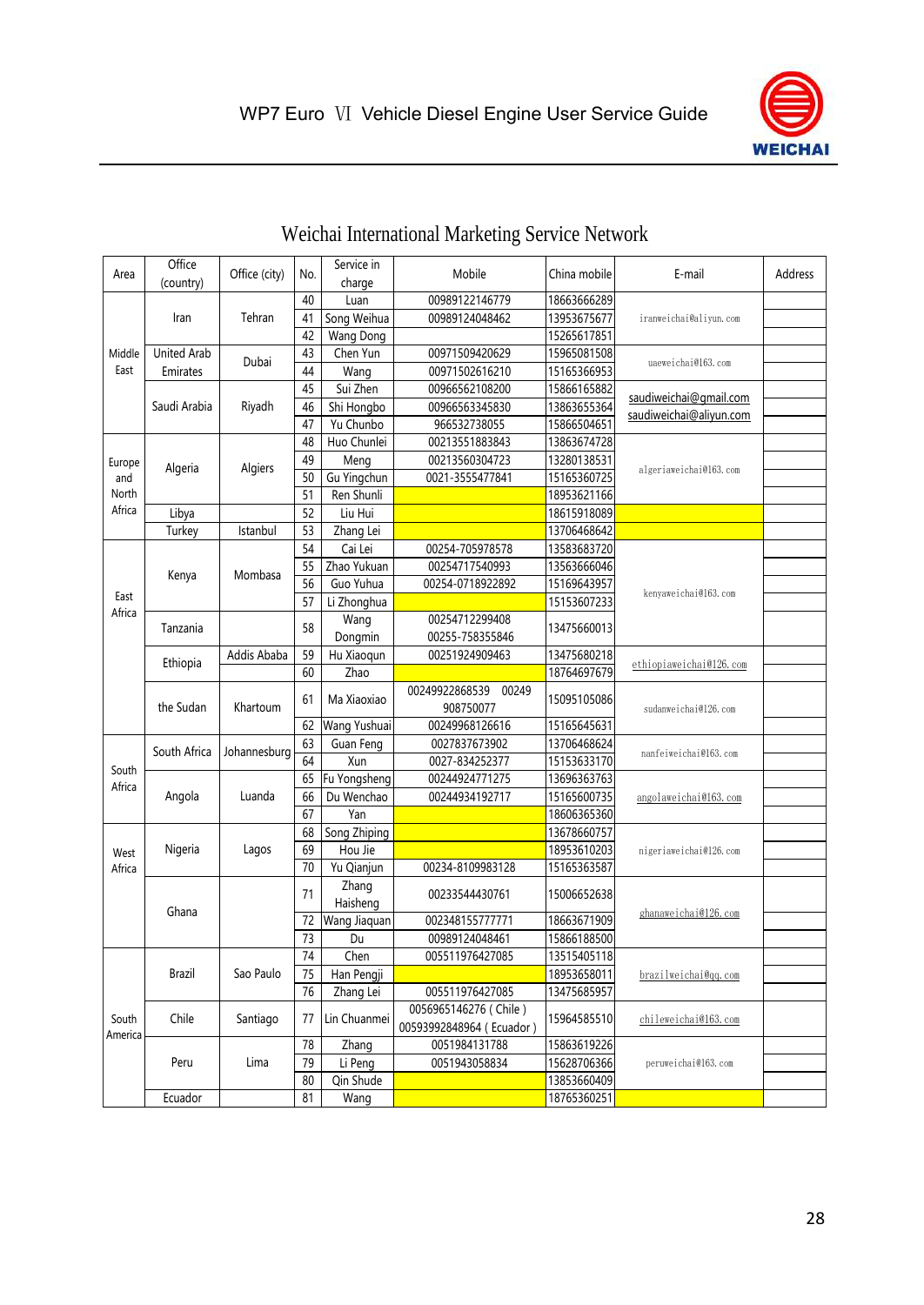# Weichai International Marketing Service Network

| Area | Office (country) | Office (city) | No. | Service in charge | Mobile | China mobile | E-mail | Address |
|---|---|---|---|---|---|---|---|---|
| Middle East | Iran | Tehran | 40 | Luan | 00989122146779 | 18663666289 | iranweichai@aliyun.com | |
| | | | 41 | Song Weihua | 00989124048462 | 13953675677 | | |
| | | | 42 | Wang Dong | | 15265617851 | | |
| | United Arab Emirates | Dubai | 43 | Chen Yun | 00971509420629 | 15965081508 | uaeweichai@163.com | |
| | | | 44 | Wang | 00971502616210 | 15165366953 | | |
| | Saudi Arabia | Riyadh | 45 | Sui Zhen | 00966562108200 | 15866165882 | saudiweichai@gmail.com saudiweichai@aliyun.com | |
| | | | 46 | Shi Hongbo | 00966563345830 | 13863655364 | | |
| | | | 47 | Yu Chunbo | 966532738055 | 15866504651 | | |
| Europe and North Africa | Algeria | Algiers | 48 | Huo Chunlei | 00213551883843 | 13863674728 | algeriaweichai@163.com | |
| | | | 49 | Meng | 00213560304723 | 13280138531 | | |
| | | | 50 | Gu Yingchun | 0021-3555477841 | 15165360725 | | |
| | | | 51 | Ren Shunli | | 18953621166 | | |
| | Libya | | 52 | Liu Hui | | 18615918089 | | |
| | Turkey | Istanbul | 53 | Zhang Lei | | 13706468642 | | |
| East Africa | Kenya | Mombasa | 54 | Cai Lei | 00254-705978578 | 13583683720 | kenyaweichai@163.com | |
| | | | 55 | Zhao Yukuan | 00254717540993 | 13563666046 | | |
| | | | 56 | Guo Yuhua | 00254-0718922892 | 15169643957 | | |
| | | | 57 | Li Zhonghua | | 15153607233 | | |
| | Tanzania | | 58 | Wang Dongmin | 00254712299408 00255-758355846 | 13475660013 | | |
| | Ethiopia | Addis Ababa | 59 | Hu Xiaoqun | 00251924909463 | 13475680218 | ethiopiaweichai@126.com | |
| | | | 60 | Zhao | | 18764697679 | | |
| | the Sudan | Khartoum | 61 | Ma Xiaoxiao | 00249922868539 00249 908750077 | 15095105086 | sudanweichai@126.com | |
| | | | 62 | Wang Yushuai | 00249968126616 | 15165645631 | | |
| South Africa | South Africa | Johannesburg | 63 | Guan Feng | 0027837673902 | 13706468624 | nanfeiweichai@163.com | |
| | | | 64 | Xun | 0027-834252377 | 15153633170 | | |
| | Angola | Luanda | 65 | Fu Yongsheng | 00244924771275 | 13696363763 | angolaweichai@163.com | |
| | | | 66 | Du Wenchao | 00244934192717 | 15165600735 | | |
| | | | 67 | Yan | | 18606365360 | | |
| West Africa | Nigeria | Lagos | 68 | Song Zhiping | | 13678660757 | nigeriaweichai@126.com | |
| | | | 69 | Hou Jie | | 18953610203 | | |
| | | | 70 | Yu Qianjun | 00234-8109983128 | 15165363587 | | |
| | Ghana | | 71 | Zhang Haisheng | 00233544430761 | 15006652638 | ghanaweichai@126.com | |
| | | | 72 | Wang Jiaquan | 002348155777771 | 18663671909 | | |
| | | | 73 | Du | 00989124048461 | 15866188500 | | |
| South America | Brazil | Sao Paulo | 74 | Chen | 005511976427085 | 13515405118 | brazilweichai@qq.com | |
| | | | 75 | Han Pengji | | 18953658011 | | |
| | | | 76 | Zhang Lei | 005511976427085 | 13475685957 | | |
| | Chile | Santiago | 77 | Lin Chuanmei | 0056965146276 ( Chile ) 00593992848964 ( Ecuador ) | 15964585510 | chileweichai@163.com | |
| | Peru | Lima | 78 | Zhang | 0051984131788 | 15863619226 | peruweichai@163.com | |
| | | | 79 | Li Peng | 0051943058834 | 15628706366 | | |
| | | | 80 | Qin Shude | | 13853660409 | | |
| | Ecuador | | 81 | Wang | | 18765360251 | | |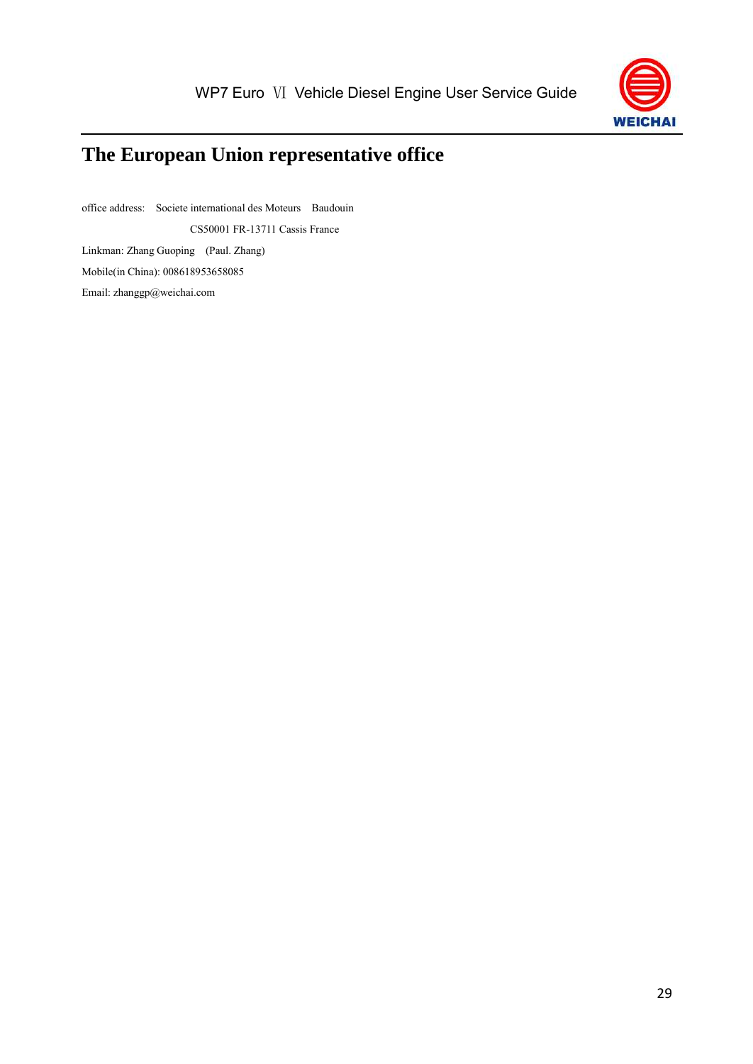# The European Union representative office

office address: Societe international des Moteurs Baudouin

CS50001 FR-13711 Cassis France

Linkman: Zhang Guoping (Paul. Zhang)

Mobile(in China): 008618953658085

Email: zhanggp@weichai.com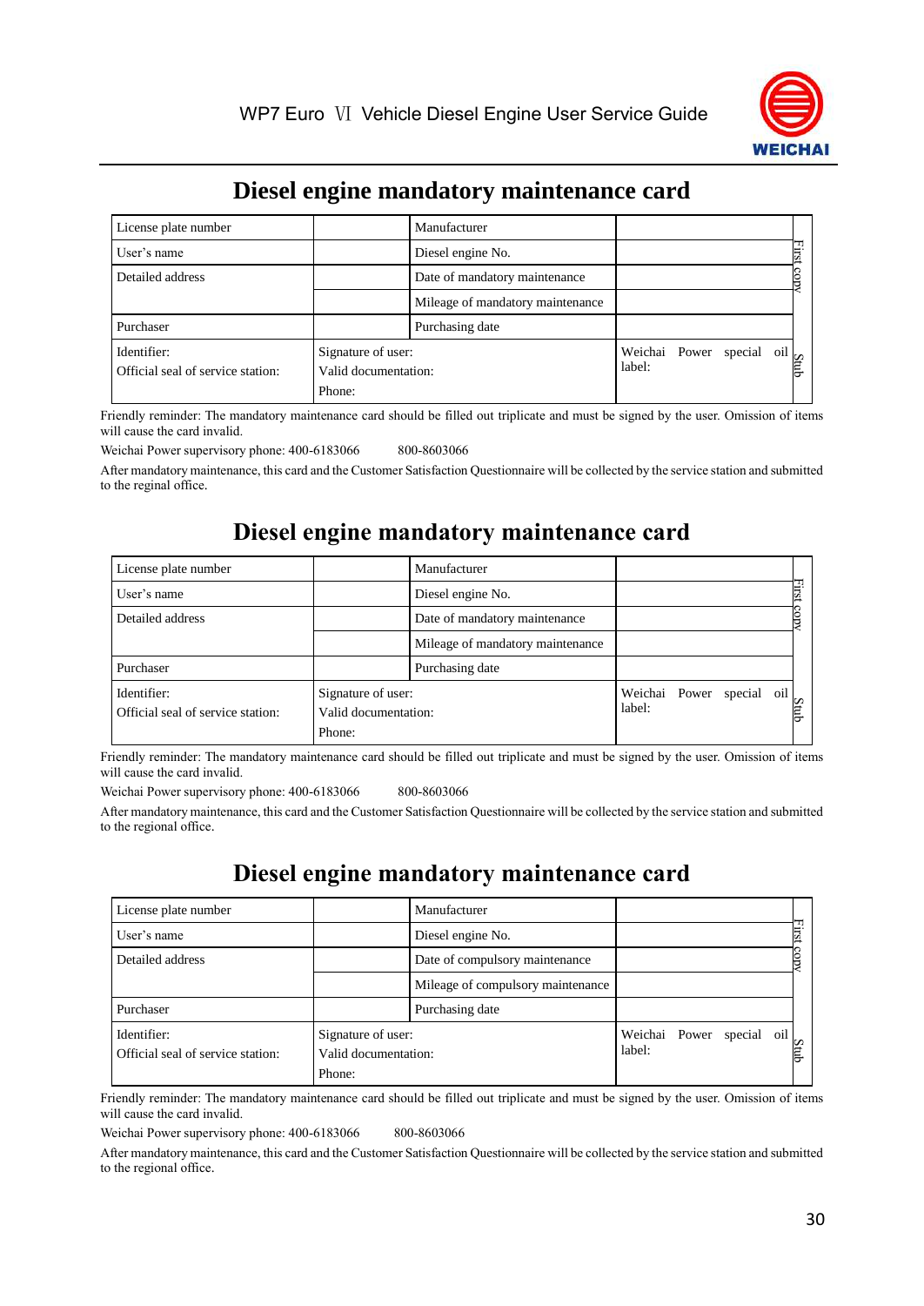## Diesel engine mandatory maintenance card

| License plate number | | Manufacturer | | First copy |
|---|---|---|---|---|
| User's name | | Diesel engine No. | | |
| Detailed address | | Date of mandatory maintenance | | |
| | | Mileage of mandatory maintenance | | |
| Purchaser | | Purchasing date | | |
| Identifier:<br>Official seal of service station: | Signature of user:<br>Valid documentation:<br>Phone: | | Weichai Power special oil label: | Stub |

Friendly reminder: The mandatory maintenance card should be filled out triplicate and must be signed by the user. Omission of items will cause the card invalid.

Weichai Power supervisory phone: 400-6183066 800-8603066

After mandatory maintenance, this card and the Customer Satisfaction Questionnaire will be collected by the service station and submitted to the regional office.

## Diesel engine mandatory maintenance card

| License plate number | | Manufacturer | | First copy |
|---|---|---|---|---|
| User's name | | Diesel engine No. | | |
| Detailed address | | Date of mandatory maintenance | | |
| | | Mileage of mandatory maintenance | | |
| Purchaser | | Purchasing date | | |
| Identifier:<br>Official seal of service station: | Signature of user:<br>Valid documentation:<br>Phone: | | Weichai Power special oil label: | Stub |

Friendly reminder: The mandatory maintenance card should be filled out triplicate and must be signed by the user. Omission of items will cause the card invalid.

Weichai Power supervisory phone: 400-6183066 800-8603066

After mandatory maintenance, this card and the Customer Satisfaction Questionnaire will be collected by the service station and submitted to the regional office.

## Diesel engine mandatory maintenance card

| License plate number | | Manufacturer | | First copy |
|---|---|---|---|---|
| User's name | | Diesel engine No. | | |
| Detailed address | | Date of compulsory maintenance | | |
| | | Mileage of compulsory maintenance | | |
| Purchaser | | Purchasing date | | |
| Identifier:<br>Official seal of service station: | Signature of user:<br>Valid documentation:<br>Phone: | | Weichai Power special oil label: | Stub |

Friendly reminder: The mandatory maintenance card should be filled out triplicate and must be signed by the user. Omission of items will cause the card invalid.

Weichai Power supervisory phone: 400-6183066 800-8603066

After mandatory maintenance, this card and the Customer Satisfaction Questionnaire will be collected by the service station and submitted to the regional office.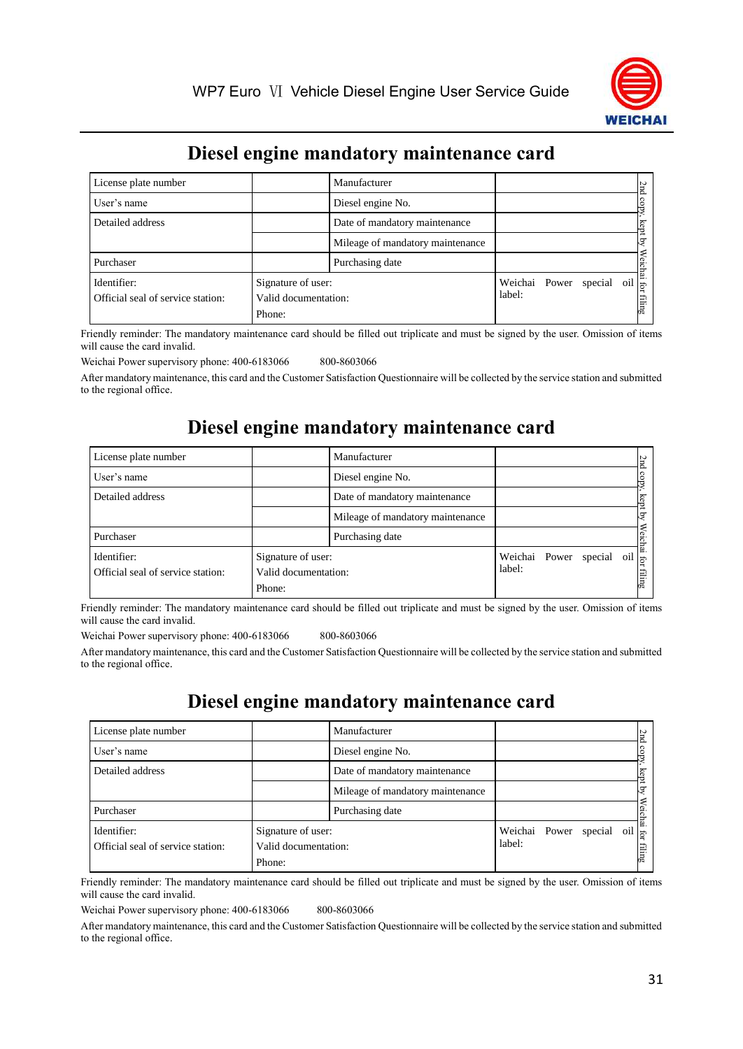## Diesel engine mandatory maintenance card

| License plate number | | Manufacturer | | 2nd copy, kept by Weichai for filing |
|---|---|---|---|---|
| User's name | | Diesel engine No. | | |
| Detailed address | | Date of mandatory maintenance | | |
| | | Mileage of mandatory maintenance | | |
| Purchaser | | Purchasing date | | |
| Identifier:<br>Official seal of service station: | Signature of user:<br>Valid documentation:<br>Phone: | | Weichai Power special oil label: | |

Friendly reminder: The mandatory maintenance card should be filled out triplicate and must be signed by the user. Omission of items will cause the card invalid.

Weichai Power supervisory phone: 400-6183066     800-8603066

After mandatory maintenance, this card and the Customer Satisfaction Questionnaire will be collected by the service station and submitted to the regional office.

## Diesel engine mandatory maintenance card

| License plate number | | Manufacturer | | 2nd copy, kept by Weichai for filing |
|---|---|---|---|---|
| User's name | | Diesel engine No. | | |
| Detailed address | | Date of mandatory maintenance | | |
| | | Mileage of mandatory maintenance | | |
| Purchaser | | Purchasing date | | |
| Identifier:<br>Official seal of service station: | Signature of user:<br>Valid documentation:<br>Phone: | | Weichai Power special oil label: | |

Friendly reminder: The mandatory maintenance card should be filled out triplicate and must be signed by the user. Omission of items will cause the card invalid.

Weichai Power supervisory phone: 400-6183066     800-8603066

After mandatory maintenance, this card and the Customer Satisfaction Questionnaire will be collected by the service station and submitted to the regional office.

## Diesel engine mandatory maintenance card

| License plate number | | Manufacturer | | 2nd copy, kept by Weichai for filing |
|---|---|---|---|---|
| User's name | | Diesel engine No. | | |
| Detailed address | | Date of mandatory maintenance | | |
| | | Mileage of mandatory maintenance | | |
| Purchaser | | Purchasing date | | |
| Identifier:<br>Official seal of service station: | Signature of user:<br>Valid documentation:<br>Phone: | | Weichai Power special oil label: | |

Friendly reminder: The mandatory maintenance card should be filled out triplicate and must be signed by the user. Omission of items will cause the card invalid.

Weichai Power supervisory phone: 400-6183066     800-8603066

After mandatory maintenance, this card and the Customer Satisfaction Questionnaire will be collected by the service station and submitted to the regional office.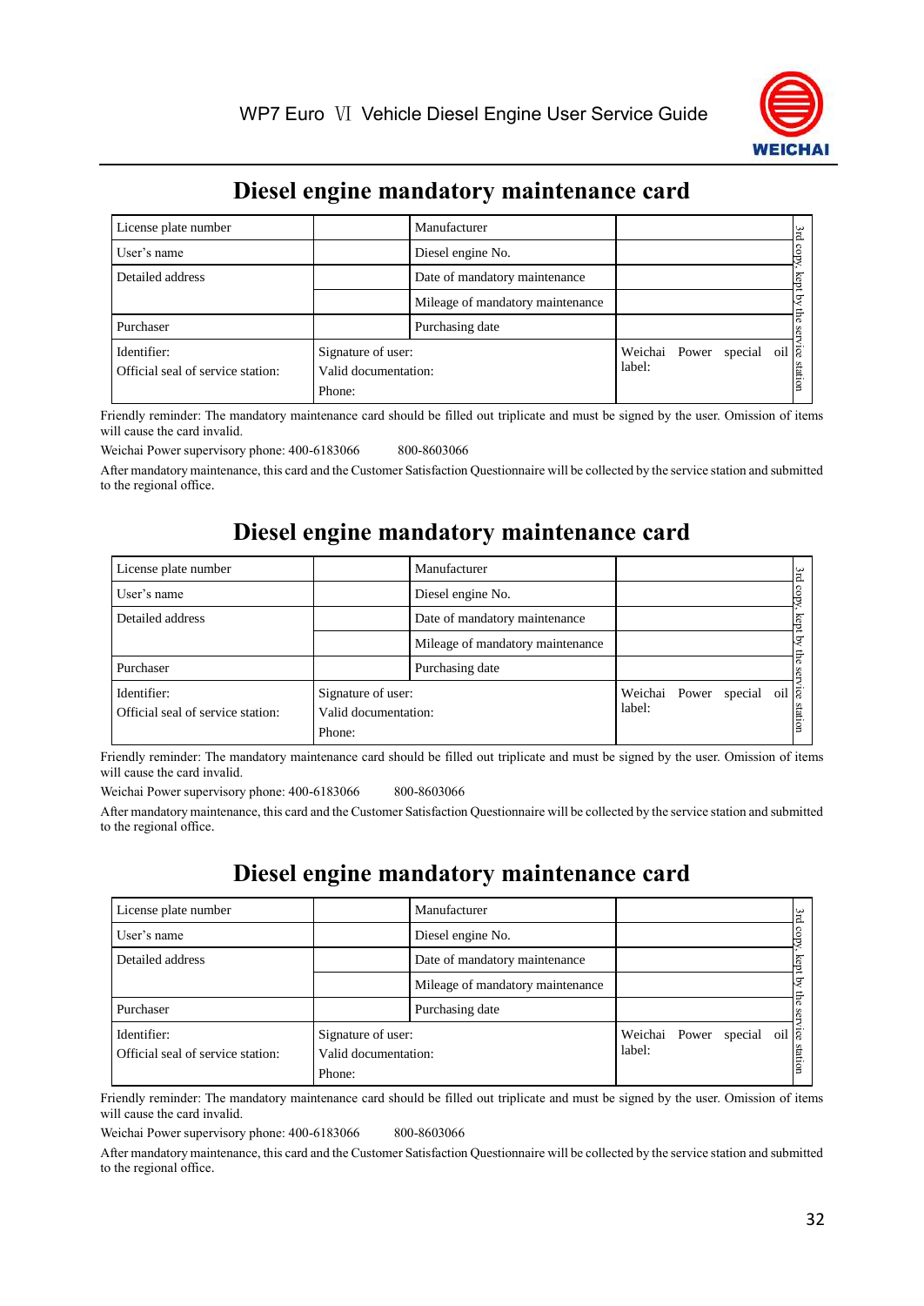## Diesel engine mandatory maintenance card

| License plate number | | Manufacturer | | 3rd copy, kept by the service station |
|---|---|---|---|---|
| User's name | | Diesel engine No. | | |
| Detailed address | | Date of mandatory maintenance | | |
| | | Mileage of mandatory maintenance | | |
| Purchaser | | Purchasing date | | |
| Identifier:<br>Official seal of service station: | Signature of user:<br>Valid documentation:<br>Phone: | | Weichai Power special oil label: | |

Friendly reminder: The mandatory maintenance card should be filled out triplicate and must be signed by the user. Omission of items will cause the card invalid.

Weichai Power supervisory phone: 400-6183066   800-8603066

After mandatory maintenance, this card and the Customer Satisfaction Questionnaire will be collected by the service station and submitted to the regional office.

## Diesel engine mandatory maintenance card

| License plate number | | Manufacturer | | 3rd copy, kept by the service station |
|---|---|---|---|---|
| User's name | | Diesel engine No. | | |
| Detailed address | | Date of mandatory maintenance | | |
| | | Mileage of mandatory maintenance | | |
| Purchaser | | Purchasing date | | |
| Identifier:<br>Official seal of service station: | Signature of user:<br>Valid documentation:<br>Phone: | | Weichai Power special oil label: | |

Friendly reminder: The mandatory maintenance card should be filled out triplicate and must be signed by the user. Omission of items will cause the card invalid.

Weichai Power supervisory phone: 400-6183066   800-8603066

After mandatory maintenance, this card and the Customer Satisfaction Questionnaire will be collected by the service station and submitted to the regional office.

## Diesel engine mandatory maintenance card

| License plate number | | Manufacturer | | 3rd copy, kept by the service station |
|---|---|---|---|---|
| User's name | | Diesel engine No. | | |
| Detailed address | | Date of mandatory maintenance | | |
| | | Mileage of mandatory maintenance | | |
| Purchaser | | Purchasing date | | |
| Identifier:<br>Official seal of service station: | Signature of user:<br>Valid documentation:<br>Phone: | | Weichai Power special oil label: | |

Friendly reminder: The mandatory maintenance card should be filled out triplicate and must be signed by the user. Omission of items will cause the card invalid.

Weichai Power supervisory phone: 400-6183066   800-8603066

After mandatory maintenance, this card and the Customer Satisfaction Questionnaire will be collected by the service station and submitted to the regional office.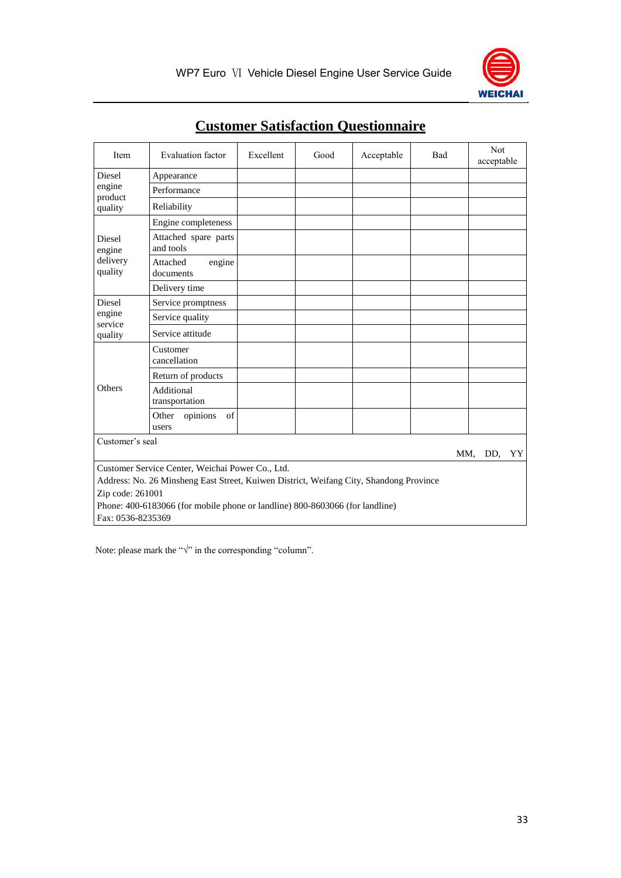## Customer Satisfaction Questionnaire

| Item | Evaluation factor | Excellent | Good | Acceptable | Bad | Not acceptable |
|---|---|---|---|---|---|---|
| Diesel engine product quality | Appearance | | | | | |
| | Performance | | | | | |
| | Reliability | | | | | |
| Diesel engine delivery quality | Engine completeness | | | | | |
| | Attached spare parts and tools | | | | | |
| | Attached engine documents | | | | | |
| | Delivery time | | | | | |
| Diesel engine service quality | Service promptness | | | | | |
| | Service quality | | | | | |
| | Service attitude | | | | | |
| Others | Customer cancellation | | | | | |
| | Return of products | | | | | |
| | Additional transportation | | | | | |
| | Other opinions of users | | | | | |
| Customer's seal | | | | | | MM, DD, YY |

Customer Service Center, Weichai Power Co., Ltd.
Address: No. 26 Minsheng East Street, Kuiwen District, Weifang City, Shandong Province
Zip code: 261001
Phone: 400-6183066 (for mobile phone or landline) 800-8603066 (for landline)
Fax: 0536-8235369

Note: please mark the "√" in the corresponding "column".